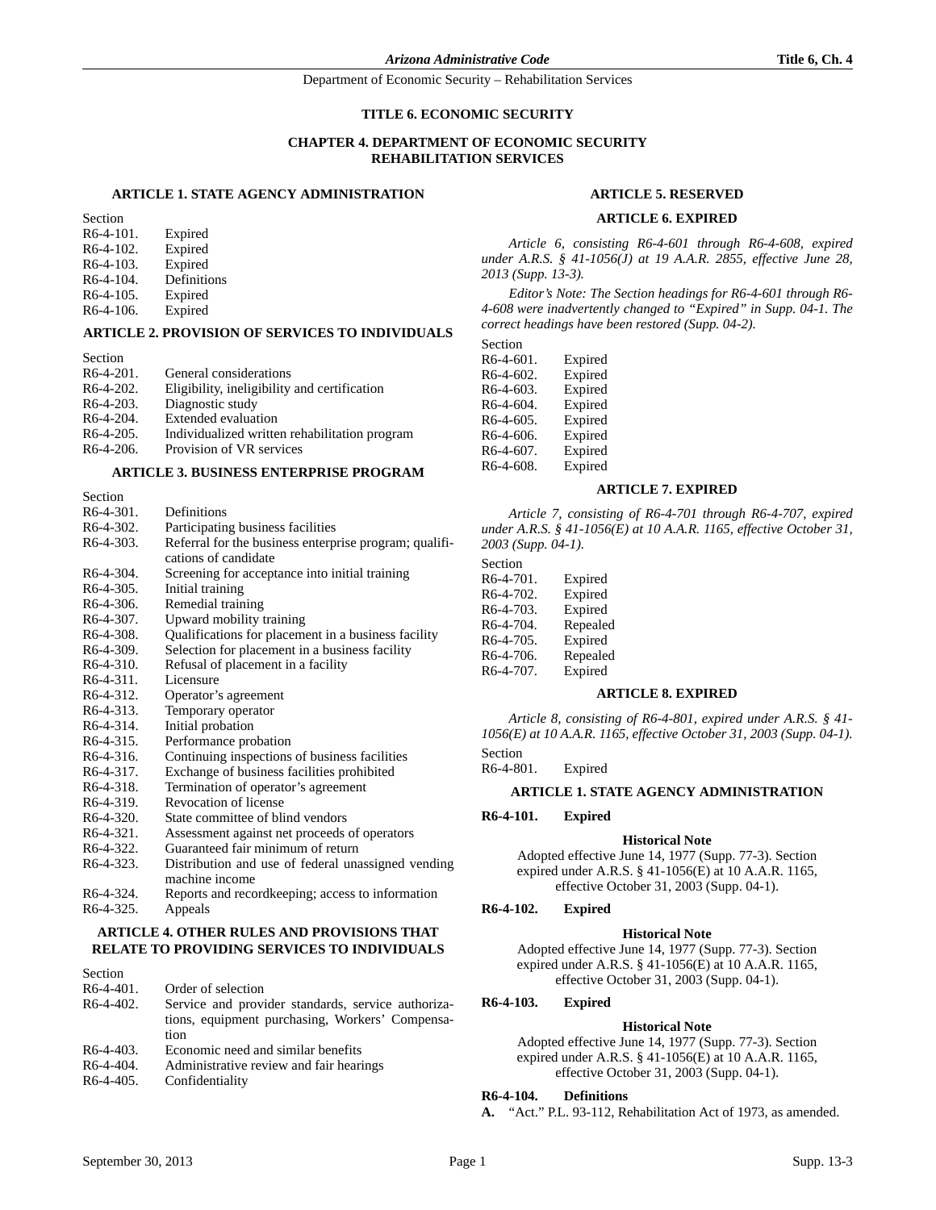# TITLE 6. ECONOMIC SECURITY

## CHAPTER 4. DEPARTMENT OF ECONOMIC SECURITY REHABILITATION SERVICES

### ARTICLE 1. STATE AGENCY ADMINISTRATION

| Section | |
|---|---|
| R6-4-101. | Expired |
| R6-4-102. | Expired |
| R6-4-103. | Expired |
| R6-4-104. | Definitions |
| R6-4-105. | Expired |
| R6-4-106. | Expired |

### ARTICLE 2. PROVISION OF SERVICES TO INDIVIDUALS

| Section | |
|---|---|
| R6-4-201. | General considerations |
| R6-4-202. | Eligibility, ineligibility and certification |
| R6-4-203. | Diagnostic study |
| R6-4-204. | Extended evaluation |
| R6-4-205. | Individualized written rehabilitation program |
| R6-4-206. | Provision of VR services |

### ARTICLE 3. BUSINESS ENTERPRISE PROGRAM

| Section | |
|---|---|
| R6-4-301. | Definitions |
| R6-4-302. | Participating business facilities |
| R6-4-303. | Referral for the business enterprise program; qualifications of candidate |
| R6-4-304. | Screening for acceptance into initial training |
| R6-4-305. | Initial training |
| R6-4-306. | Remedial training |
| R6-4-307. | Upward mobility training |
| R6-4-308. | Qualifications for placement in a business facility |
| R6-4-309. | Selection for placement in a business facility |
| R6-4-310. | Refusal of placement in a facility |
| R6-4-311. | Licensure |
| R6-4-312. | Operator's agreement |
| R6-4-313. | Temporary operator |
| R6-4-314. | Initial probation |
| R6-4-315. | Performance probation |
| R6-4-316. | Continuing inspections of business facilities |
| R6-4-317. | Exchange of business facilities prohibited |
| R6-4-318. | Termination of operator's agreement |
| R6-4-319. | Revocation of license |
| R6-4-320. | State committee of blind vendors |
| R6-4-321. | Assessment against net proceeds of operators |
| R6-4-322. | Guaranteed fair minimum of return |
| R6-4-323. | Distribution and use of federal unassigned vending machine income |
| R6-4-324. | Reports and recordkeeping; access to information |
| R6-4-325. | Appeals |

### ARTICLE 4. OTHER RULES AND PROVISIONS THAT RELATE TO PROVIDING SERVICES TO INDIVIDUALS

| Section | |
|---|---|
| R6-4-401. | Order of selection |
| R6-4-402. | Service and provider standards, service authorizations, equipment purchasing, Workers' Compensation |
| R6-4-403. | Economic need and similar benefits |
| R6-4-404. | Administrative review and fair hearings |
| R6-4-405. | Confidentiality |

### ARTICLE 5. RESERVED

### ARTICLE 6. EXPIRED

*Article 6, consisting R6-4-601 through R6-4-608, expired under A.R.S. § 41-1056(J) at 19 A.A.R. 2855, effective June 28, 2013 (Supp. 13-3).*

*Editor's Note: The Section headings for R6-4-601 through R6-4-608 were inadvertently changed to "Expired" in Supp. 04-1. The correct headings have been restored (Supp. 04-2).*

| Section | |
|---|---|
| R6-4-601. | Expired |
| R6-4-602. | Expired |
| R6-4-603. | Expired |
| R6-4-604. | Expired |
| R6-4-605. | Expired |
| R6-4-606. | Expired |
| R6-4-607. | Expired |
| R6-4-608. | Expired |

### ARTICLE 7. EXPIRED

*Article 7, consisting of R6-4-701 through R6-4-707, expired under A.R.S. § 41-1056(E) at 10 A.A.R. 1165, effective October 31, 2003 (Supp. 04-1).*

| Section | |
|---|---|
| R6-4-701. | Expired |
| R6-4-702. | Expired |
| R6-4-703. | Expired |
| R6-4-704. | Repealed |
| R6-4-705. | Expired |
| R6-4-706. | Repealed |
| R6-4-707. | Expired |

### ARTICLE 8. EXPIRED

*Article 8, consisting of R6-4-801, expired under A.R.S. § 41-1056(E) at 10 A.A.R. 1165, effective October 31, 2003 (Supp. 04-1).*

| Section | |
|---|---|
| R6-4-801. | Expired |

### ARTICLE 1. STATE AGENCY ADMINISTRATION

**R6-4-101. Expired**

**Historical Note**

Adopted effective June 14, 1977 (Supp. 77-3). Section expired under A.R.S. § 41-1056(E) at 10 A.A.R. 1165, effective October 31, 2003 (Supp. 04-1).

**R6-4-102. Expired**

**Historical Note**

Adopted effective June 14, 1977 (Supp. 77-3). Section expired under A.R.S. § 41-1056(E) at 10 A.A.R. 1165, effective October 31, 2003 (Supp. 04-1).

**R6-4-103. Expired**

**Historical Note**

Adopted effective June 14, 1977 (Supp. 77-3). Section expired under A.R.S. § 41-1056(E) at 10 A.A.R. 1165, effective October 31, 2003 (Supp. 04-1).

**R6-4-104. Definitions**

**A.** "Act." P.L. 93-112, Rehabilitation Act of 1973, as amended.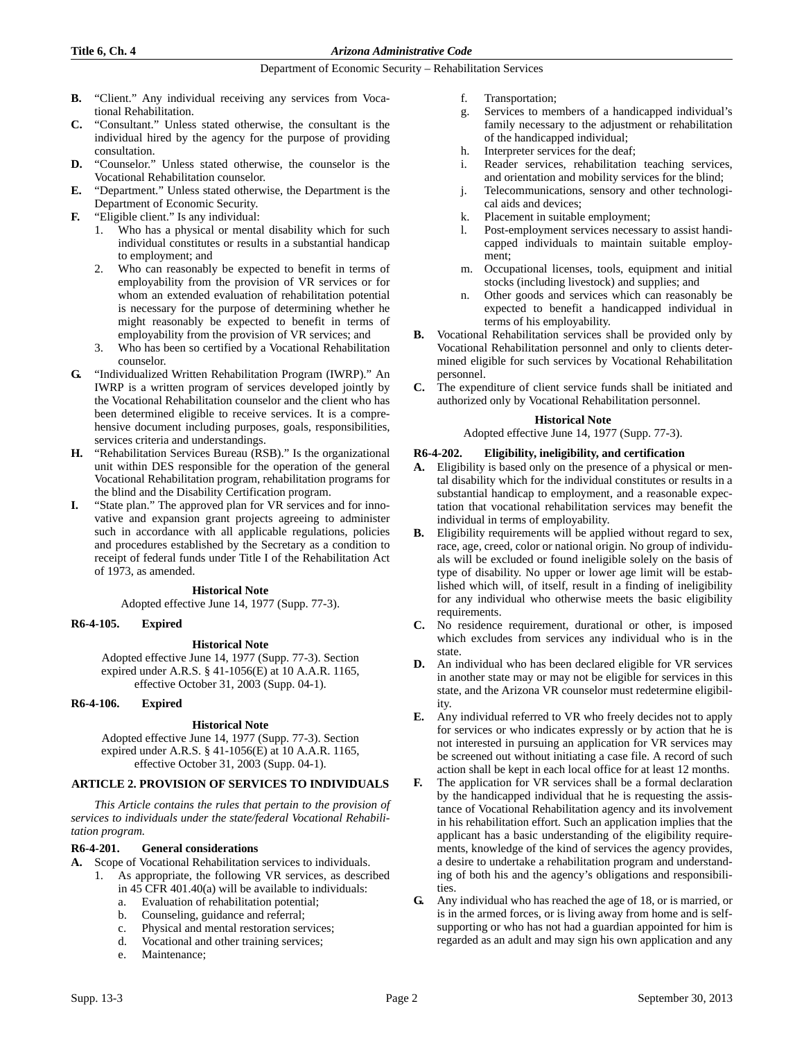**B.** "Client." Any individual receiving any services from Vocational Rehabilitation.

**C.** "Consultant." Unless stated otherwise, the consultant is the individual hired by the agency for the purpose of providing consultation.

**D.** "Counselor." Unless stated otherwise, the counselor is the Vocational Rehabilitation counselor.

**E.** "Department." Unless stated otherwise, the Department is the Department of Economic Security.

**F.** "Eligible client." Is any individual:

1. Who has a physical or mental disability which for such individual constitutes or results in a substantial handicap to employment; and
2. Who can reasonably be expected to benefit in terms of employability from the provision of VR services or for whom an extended evaluation of rehabilitation potential is necessary for the purpose of determining whether he might reasonably be expected to benefit in terms of employability from the provision of VR services; and
3. Who has been so certified by a Vocational Rehabilitation counselor.

**G.** "Individualized Written Rehabilitation Program (IWRP)." An IWRP is a written program of services developed jointly by the Vocational Rehabilitation counselor and the client who has been determined eligible to receive services. It is a comprehensive document including purposes, goals, responsibilities, services criteria and understandings.

**H.** "Rehabilitation Services Bureau (RSB)." Is the organizational unit within DES responsible for the operation of the general Vocational Rehabilitation program, rehabilitation programs for the blind and the Disability Certification program.

**I.** "State plan." The approved plan for VR services and for innovative and expansion grant projects agreeing to administer such in accordance with all applicable regulations, policies and procedures established by the Secretary as a condition to receipt of federal funds under Title I of the Rehabilitation Act of 1973, as amended.

**Historical Note**

Adopted effective June 14, 1977 (Supp. 77-3).

### R6-4-105. Expired

**Historical Note**

Adopted effective June 14, 1977 (Supp. 77-3). Section expired under A.R.S. § 41-1056(E) at 10 A.A.R. 1165, effective October 31, 2003 (Supp. 04-1).

### R6-4-106. Expired

**Historical Note**

Adopted effective June 14, 1977 (Supp. 77-3). Section expired under A.R.S. § 41-1056(E) at 10 A.A.R. 1165, effective October 31, 2003 (Supp. 04-1).

## ARTICLE 2. PROVISION OF SERVICES TO INDIVIDUALS

*This Article contains the rules that pertain to the provision of services to individuals under the state/federal Vocational Rehabilitation program.*

### R6-4-201. General considerations

**A.** Scope of Vocational Rehabilitation services to individuals.

1. As appropriate, the following VR services, as described in 45 CFR 401.40(a) will be available to individuals:
   a. Evaluation of rehabilitation potential;
   b. Counseling, guidance and referral;
   c. Physical and mental restoration services;
   d. Vocational and other training services;
   e. Maintenance;
   f. Transportation;
   g. Services to members of a handicapped individual's family necessary to the adjustment or rehabilitation of the handicapped individual;
   h. Interpreter services for the deaf;
   i. Reader services, rehabilitation teaching services, and orientation and mobility services for the blind;
   j. Telecommunications, sensory and other technological aids and devices;
   k. Placement in suitable employment;
   l. Post-employment services necessary to assist handicapped individuals to maintain suitable employment;
   m. Occupational licenses, tools, equipment and initial stocks (including livestock) and supplies; and
   n. Other goods and services which can reasonably be expected to benefit a handicapped individual in terms of his employability.

**B.** Vocational Rehabilitation services shall be provided only by Vocational Rehabilitation personnel and only to clients determined eligible for such services by Vocational Rehabilitation personnel.

**C.** The expenditure of client service funds shall be initiated and authorized only by Vocational Rehabilitation personnel.

**Historical Note**

Adopted effective June 14, 1977 (Supp. 77-3).

### R6-4-202. Eligibility, ineligibility, and certification

**A.** Eligibility is based only on the presence of a physical or mental disability which for the individual constitutes or results in a substantial handicap to employment, and a reasonable expectation that vocational rehabilitation services may benefit the individual in terms of employability.

**B.** Eligibility requirements will be applied without regard to sex, race, age, creed, color or national origin. No group of individuals will be excluded or found ineligible solely on the basis of type of disability. No upper or lower age limit will be established which will, of itself, result in a finding of ineligibility for any individual who otherwise meets the basic eligibility requirements.

**C.** No residence requirement, durational or other, is imposed which excludes from services any individual who is in the state.

**D.** An individual who has been declared eligible for VR services in another state may or may not be eligible for services in this state, and the Arizona VR counselor must redetermine eligibility.

**E.** Any individual referred to VR who freely decides not to apply for services or who indicates expressly or by action that he is not interested in pursuing an application for VR services may be screened out without initiating a case file. A record of such action shall be kept in each local office for at least 12 months.

**F.** The application for VR services shall be a formal declaration by the handicapped individual that he is requesting the assistance of Vocational Rehabilitation agency and its involvement in his rehabilitation effort. Such an application implies that the applicant has a basic understanding of the eligibility requirements, knowledge of the kind of services the agency provides, a desire to undertake a rehabilitation program and understanding of both his and the agency's obligations and responsibilities.

**G.** Any individual who has reached the age of 18, or is married, or is in the armed forces, or is living away from home and is self-supporting or who has not had a guardian appointed for him is regarded as an adult and may sign his own application and any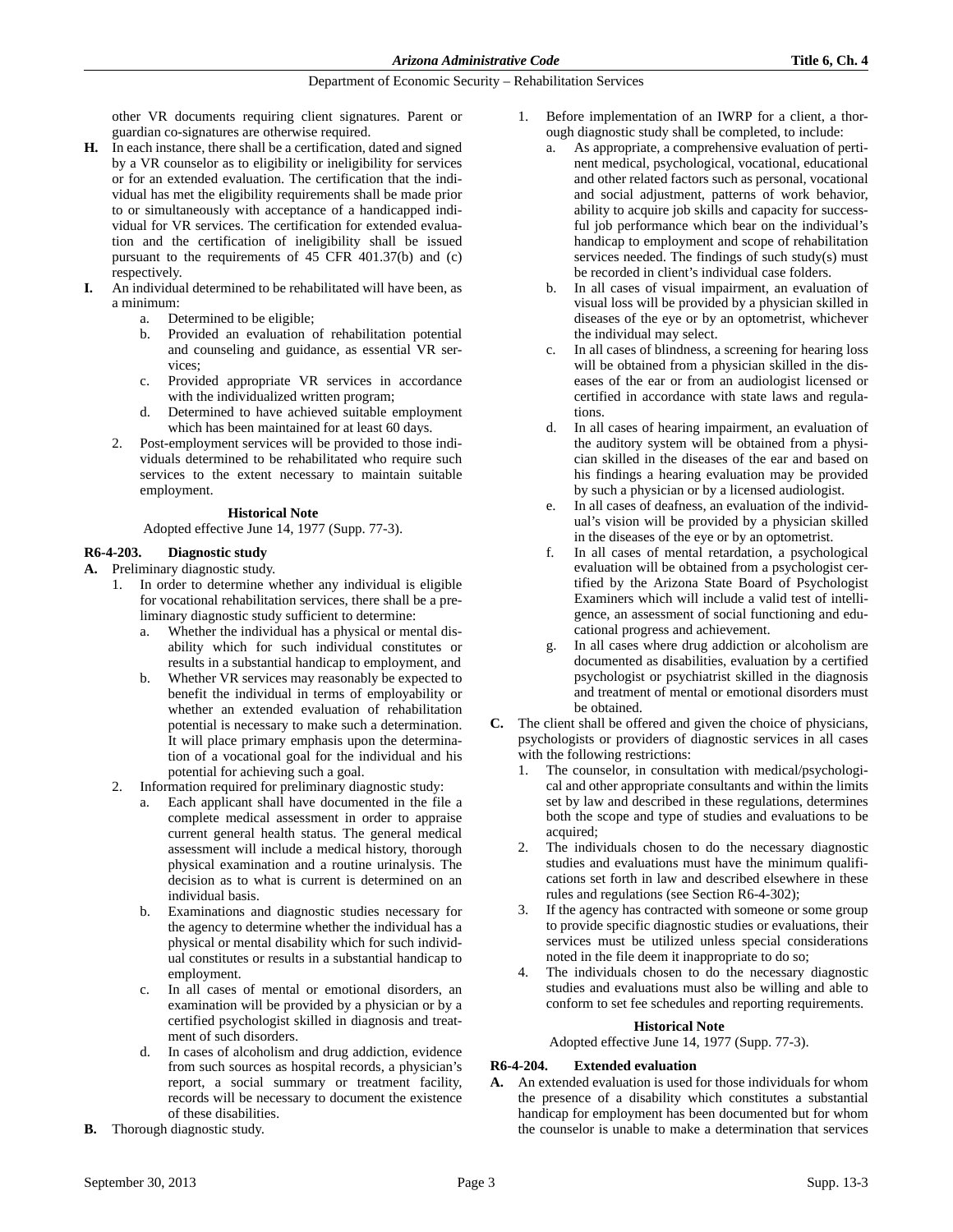other VR documents requiring client signatures. Parent or guardian co-signatures are otherwise required.

**H.** In each instance, there shall be a certification, dated and signed by a VR counselor as to eligibility or ineligibility for services or for an extended evaluation. The certification that the individual has met the eligibility requirements shall be made prior to or simultaneously with acceptance of a handicapped individual for VR services. The certification for extended evaluation and the certification of ineligibility shall be issued pursuant to the requirements of 45 CFR 401.37(b) and (c) respectively.

**I.** An individual determined to be rehabilitated will have been, as a minimum:

a. Determined to be eligible;

b. Provided an evaluation of rehabilitation potential and counseling and guidance, as essential VR services;

c. Provided appropriate VR services in accordance with the individualized written program;

d. Determined to have achieved suitable employment which has been maintained for at least 60 days.

2. Post-employment services will be provided to those individuals determined to be rehabilitated who require such services to the extent necessary to maintain suitable employment.

**Historical Note**

Adopted effective June 14, 1977 (Supp. 77-3).

### R6-4-203. Diagnostic study

**A.** Preliminary diagnostic study.

1. In order to determine whether any individual is eligible for vocational rehabilitation services, there shall be a preliminary diagnostic study sufficient to determine:
   a. Whether the individual has a physical or mental disability which for such individual constitutes or results in a substantial handicap to employment, and
   b. Whether VR services may reasonably be expected to benefit the individual in terms of employability or whether an extended evaluation of rehabilitation potential is necessary to make such a determination. It will place primary emphasis upon the determination of a vocational goal for the individual and his potential for achieving such a goal.
2. Information required for preliminary diagnostic study:
   a. Each applicant shall have documented in the file a complete medical assessment in order to appraise current general health status. The general medical assessment will include a medical history, thorough physical examination and a routine urinalysis. The decision as to what is current is determined on an individual basis.
   b. Examinations and diagnostic studies necessary for the agency to determine whether the individual has a physical or mental disability which for such individual constitutes or results in a substantial handicap to employment.
   c. In all cases of mental or emotional disorders, an examination will be provided by a physician or by a certified psychologist skilled in diagnosis and treatment of such disorders.
   d. In cases of alcoholism and drug addiction, evidence from such sources as hospital records, a physician's report, a social summary or treatment facility, records will be necessary to document the existence of these disabilities.

**B.** Thorough diagnostic study.

1. Before implementation of an IWRP for a client, a thorough diagnostic study shall be completed, to include:
   a. As appropriate, a comprehensive evaluation of pertinent medical, psychological, vocational, educational and other related factors such as personal, vocational and social adjustment, patterns of work behavior, ability to acquire job skills and capacity for successful job performance which bear on the individual's handicap to employment and scope of rehabilitation services needed. The findings of such study(s) must be recorded in client's individual case folders.
   b. In all cases of visual impairment, an evaluation of visual loss will be provided by a physician skilled in diseases of the eye or by an optometrist, whichever the individual may select.
   c. In all cases of blindness, a screening for hearing loss will be obtained from a physician skilled in the diseases of the ear or from an audiologist licensed or certified in accordance with state laws and regulations.
   d. In all cases of hearing impairment, an evaluation of the auditory system will be obtained from a physician skilled in the diseases of the ear and based on his findings a hearing evaluation may be provided by such a physician or by a licensed audiologist.
   e. In all cases of deafness, an evaluation of the individual's vision will be provided by a physician skilled in the diseases of the eye or by an optometrist.
   f. In all cases of mental retardation, a psychological evaluation will be obtained from a psychologist certified by the Arizona State Board of Psychologist Examiners which will include a valid test of intelligence, an assessment of social functioning and educational progress and achievement.
   g. In all cases where drug addiction or alcoholism are documented as disabilities, evaluation by a certified psychologist or psychiatrist skilled in the diagnosis and treatment of mental or emotional disorders must be obtained.

**C.** The client shall be offered and given the choice of physicians, psychologists or providers of diagnostic services in all cases with the following restrictions:

1. The counselor, in consultation with medical/psychological and other appropriate consultants and within the limits set by law and described in these regulations, determines both the scope and type of studies and evaluations to be acquired;
2. The individuals chosen to do the necessary diagnostic studies and evaluations must have the minimum qualifications set forth in law and described elsewhere in these rules and regulations (see Section R6-4-302);
3. If the agency has contracted with someone or some group to provide specific diagnostic studies or evaluations, their services must be utilized unless special considerations noted in the file deem it inappropriate to do so;
4. The individuals chosen to do the necessary diagnostic studies and evaluations must also be willing and able to conform to set fee schedules and reporting requirements.

**Historical Note**

Adopted effective June 14, 1977 (Supp. 77-3).

### R6-4-204. Extended evaluation

**A.** An extended evaluation is used for those individuals for whom the presence of a disability which constitutes a substantial handicap for employment has been documented but for whom the counselor is unable to make a determination that services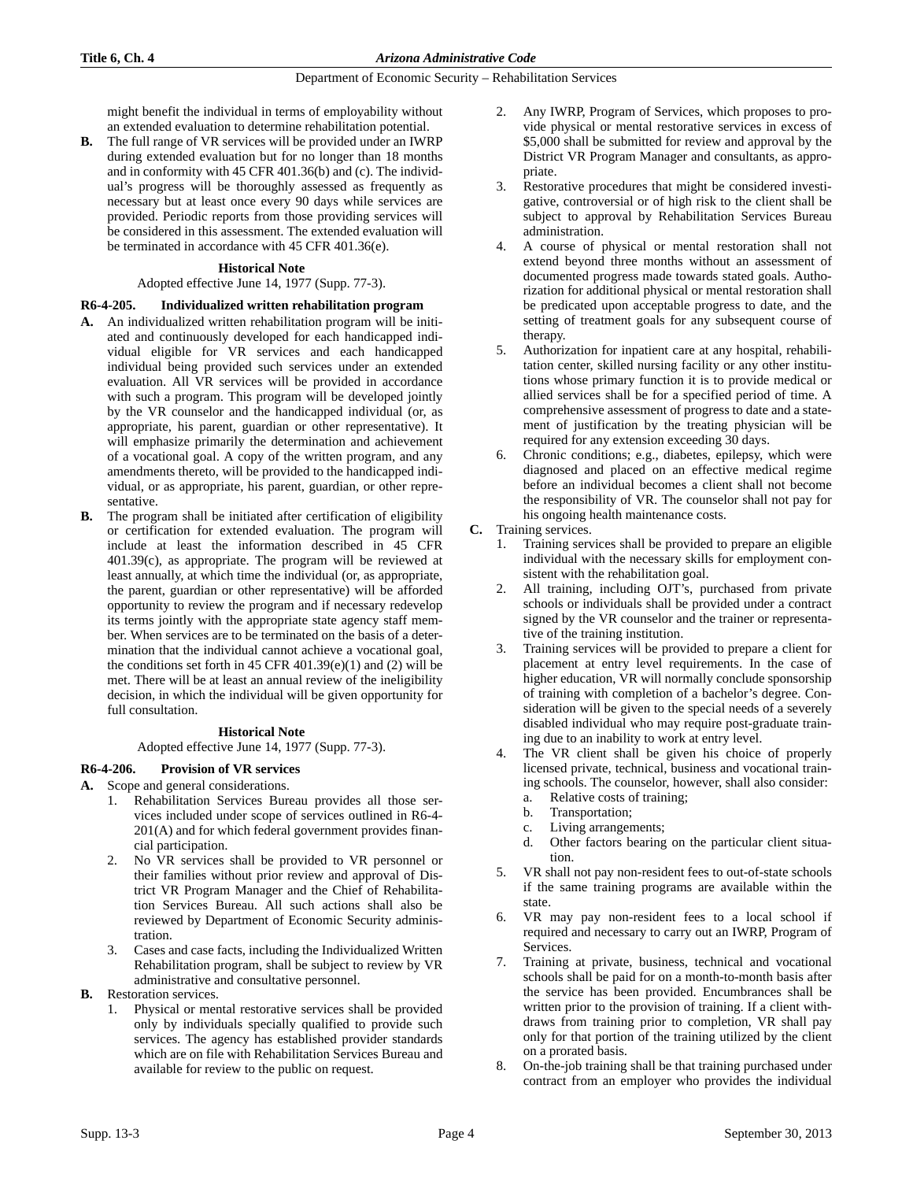might benefit the individual in terms of employability without an extended evaluation to determine rehabilitation potential.

**B.** The full range of VR services will be provided under an IWRP during extended evaluation but for no longer than 18 months and in conformity with 45 CFR 401.36(b) and (c). The individual's progress will be thoroughly assessed as frequently as necessary but at least once every 90 days while services are provided. Periodic reports from those providing services will be considered in this assessment. The extended evaluation will be terminated in accordance with 45 CFR 401.36(e).

**Historical Note**

Adopted effective June 14, 1977 (Supp. 77-3).

### R6-4-205. Individualized written rehabilitation program

**A.** An individualized written rehabilitation program will be initiated and continuously developed for each handicapped individual eligible for VR services and each handicapped individual being provided such services under an extended evaluation. All VR services will be provided in accordance with such a program. This program will be developed jointly by the VR counselor and the handicapped individual (or, as appropriate, his parent, guardian or other representative). It will emphasize primarily the determination and achievement of a vocational goal. A copy of the written program, and any amendments thereto, will be provided to the handicapped individual, or as appropriate, his parent, guardian, or other representative.

**B.** The program shall be initiated after certification of eligibility or certification for extended evaluation. The program will include at least the information described in 45 CFR 401.39(c), as appropriate. The program will be reviewed at least annually, at which time the individual (or, as appropriate, the parent, guardian or other representative) will be afforded opportunity to review the program and if necessary redevelop its terms jointly with the appropriate state agency staff member. When services are to be terminated on the basis of a determination that the individual cannot achieve a vocational goal, the conditions set forth in 45 CFR 401.39(e)(1) and (2) will be met. There will be at least an annual review of the ineligibility decision, in which the individual will be given opportunity for full consultation.

**Historical Note**

Adopted effective June 14, 1977 (Supp. 77-3).

### R6-4-206. Provision of VR services

**A.** Scope and general considerations.

1. Rehabilitation Services Bureau provides all those services included under scope of services outlined in R6-4-201(A) and for which federal government provides financial participation.
2. No VR services shall be provided to VR personnel or their families without prior review and approval of District VR Program Manager and the Chief of Rehabilitation Services Bureau. All such actions shall also be reviewed by Department of Economic Security administration.
3. Cases and case facts, including the Individualized Written Rehabilitation program, shall be subject to review by VR administrative and consultative personnel.

**B.** Restoration services.

1. Physical or mental restorative services shall be provided only by individuals specially qualified to provide such services. The agency has established provider standards which are on file with Rehabilitation Services Bureau and available for review to the public on request.
2. Any IWRP, Program of Services, which proposes to provide physical or mental restorative services in excess of $5,000 shall be submitted for review and approval by the District VR Program Manager and consultants, as appropriate.
3. Restorative procedures that might be considered investigative, controversial or of high risk to the client shall be subject to approval by Rehabilitation Services Bureau administration.
4. A course of physical or mental restoration shall not extend beyond three months without an assessment of documented progress made towards stated goals. Authorization for additional physical or mental restoration shall be predicated upon acceptable progress to date, and the setting of treatment goals for any subsequent course of therapy.
5. Authorization for inpatient care at any hospital, rehabilitation center, skilled nursing facility or any other institutions whose primary function it is to provide medical or allied services shall be for a specified period of time. A comprehensive assessment of progress to date and a statement of justification by the treating physician will be required for any extension exceeding 30 days.
6. Chronic conditions; e.g., diabetes, epilepsy, which were diagnosed and placed on an effective medical regime before an individual becomes a client shall not become the responsibility of VR. The counselor shall not pay for his ongoing health maintenance costs.

**C.** Training services.

1. Training services shall be provided to prepare an eligible individual with the necessary skills for employment consistent with the rehabilitation goal.
2. All training, including OJT's, purchased from private schools or individuals shall be provided under a contract signed by the VR counselor and the trainer or representative of the training institution.
3. Training services will be provided to prepare a client for placement at entry level requirements. In the case of higher education, VR will normally conclude sponsorship of training with completion of a bachelor's degree. Consideration will be given to the special needs of a severely disabled individual who may require post-graduate training due to an inability to work at entry level.
4. The VR client shall be given his choice of properly licensed private, technical, business and vocational training schools. The counselor, however, shall also consider:
   a. Relative costs of training;
   b. Transportation;
   c. Living arrangements;
   d. Other factors bearing on the particular client situation.
5. VR shall not pay non-resident fees to out-of-state schools if the same training programs are available within the state.
6. VR may pay non-resident fees to a local school if required and necessary to carry out an IWRP, Program of Services.
7. Training at private, business, technical and vocational schools shall be paid for on a month-to-month basis after the service has been provided. Encumbrances shall be written prior to the provision of training. If a client withdraws from training prior to completion, VR shall pay only for that portion of the training utilized by the client on a prorated basis.
8. On-the-job training shall be that training purchased under contract from an employer who provides the individual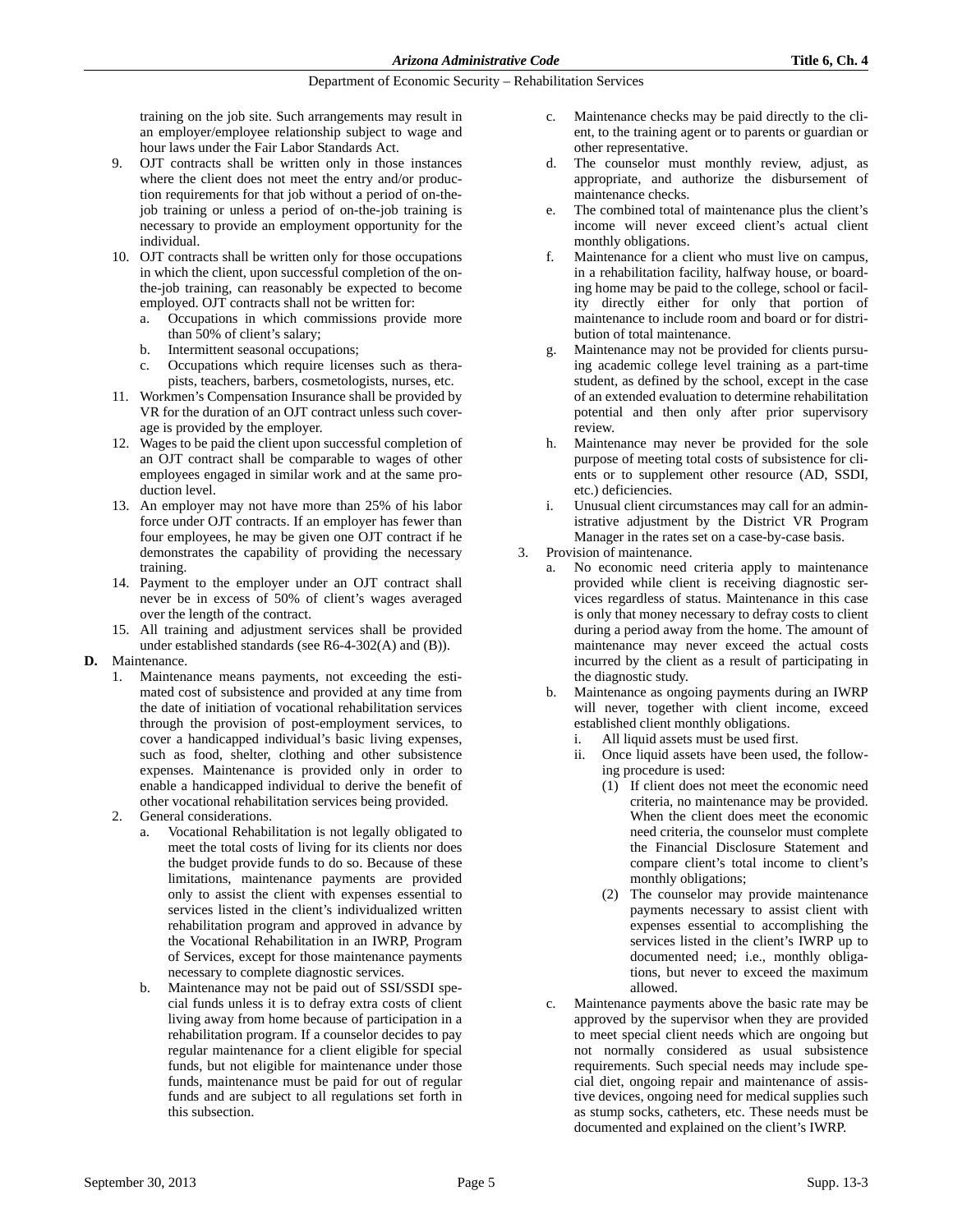training on the job site. Such arrangements may result in an employer/employee relationship subject to wage and hour laws under the Fair Labor Standards Act.

9. OJT contracts shall be written only in those instances where the client does not meet the entry and/or production requirements for that job without a period of on-the-job training or unless a period of on-the-job training is necessary to provide an employment opportunity for the individual.
10. OJT contracts shall be written only for those occupations in which the client, upon successful completion of the on-the-job training, can reasonably be expected to become employed. OJT contracts shall not be written for:
    a. Occupations in which commissions provide more than 50% of client's salary;
    b. Intermittent seasonal occupations;
    c. Occupations which require licenses such as therapists, teachers, barbers, cosmetologists, nurses, etc.
11. Workmen's Compensation Insurance shall be provided by VR for the duration of an OJT contract unless such coverage is provided by the employer.
12. Wages to be paid the client upon successful completion of an OJT contract shall be comparable to wages of other employees engaged in similar work and at the same production level.
13. An employer may not have more than 25% of his labor force under OJT contracts. If an employer has fewer than four employees, he may be given one OJT contract if he demonstrates the capability of providing the necessary training.
14. Payment to the employer under an OJT contract shall never be in excess of 50% of client's wages averaged over the length of the contract.
15. All training and adjustment services shall be provided under established standards (see R6-4-302(A) and (B)).

**D.** Maintenance.

1. Maintenance means payments, not exceeding the estimated cost of subsistence and provided at any time from the date of initiation of vocational rehabilitation services through the provision of post-employment services, to cover a handicapped individual's basic living expenses, such as food, shelter, clothing and other subsistence expenses. Maintenance is provided only in order to enable a handicapped individual to derive the benefit of other vocational rehabilitation services being provided.
2. General considerations.
    a. Vocational Rehabilitation is not legally obligated to meet the total costs of living for its clients nor does the budget provide funds to do so. Because of these limitations, maintenance payments are provided only to assist the client with expenses essential to services listed in the client's individualized written rehabilitation program and approved in advance by the Vocational Rehabilitation in an IWRP, Program of Services, except for those maintenance payments necessary to complete diagnostic services.
    b. Maintenance may not be paid out of SSI/SSDI special funds unless it is to defray extra costs of client living away from home because of participation in a rehabilitation program. If a counselor decides to pay regular maintenance for a client eligible for special funds, but not eligible for maintenance under those funds, maintenance must be paid for out of regular funds and are subject to all regulations set forth in this subsection.
    c. Maintenance checks may be paid directly to the client, to the training agent or to parents or guardian or other representative.
    d. The counselor must monthly review, adjust, as appropriate, and authorize the disbursement of maintenance checks.
    e. The combined total of maintenance plus the client's income will never exceed client's actual client monthly obligations.
    f. Maintenance for a client who must live on campus, in a rehabilitation facility, halfway house, or boarding home may be paid to the college, school or facility directly either for only that portion of maintenance to include room and board or for distribution of total maintenance.
    g. Maintenance may not be provided for clients pursuing academic college level training as a part-time student, as defined by the school, except in the case of an extended evaluation to determine rehabilitation potential and then only after prior supervisory review.
    h. Maintenance may never be provided for the sole purpose of meeting total costs of subsistence for clients or to supplement other resource (AD, SSDI, etc.) deficiencies.
    i. Unusual client circumstances may call for an administrative adjustment by the District VR Program Manager in the rates set on a case-by-case basis.
3. Provision of maintenance.
    a. No economic need criteria apply to maintenance provided while client is receiving diagnostic services regardless of status. Maintenance in this case is only that money necessary to defray costs to client during a period away from the home. The amount of maintenance may never exceed the actual costs incurred by the client as a result of participating in the diagnostic study.
    b. Maintenance as ongoing payments during an IWRP will never, together with client income, exceed established client monthly obligations.
        i. All liquid assets must be used first.
        ii. Once liquid assets have been used, the following procedure is used:
            (1) If client does not meet the economic need criteria, no maintenance may be provided. When the client does meet the economic need criteria, the counselor must complete the Financial Disclosure Statement and compare client's total income to client's monthly obligations;
            (2) The counselor may provide maintenance payments necessary to assist client with expenses essential to accomplishing the services listed in the client's IWRP up to documented need; i.e., monthly obligations, but never to exceed the maximum allowed.
    c. Maintenance payments above the basic rate may be approved by the supervisor when they are provided to meet special client needs which are ongoing but not normally considered as usual subsistence requirements. Such special needs may include special diet, ongoing repair and maintenance of assistive devices, ongoing need for medical supplies such as stump socks, catheters, etc. These needs must be documented and explained on the client's IWRP.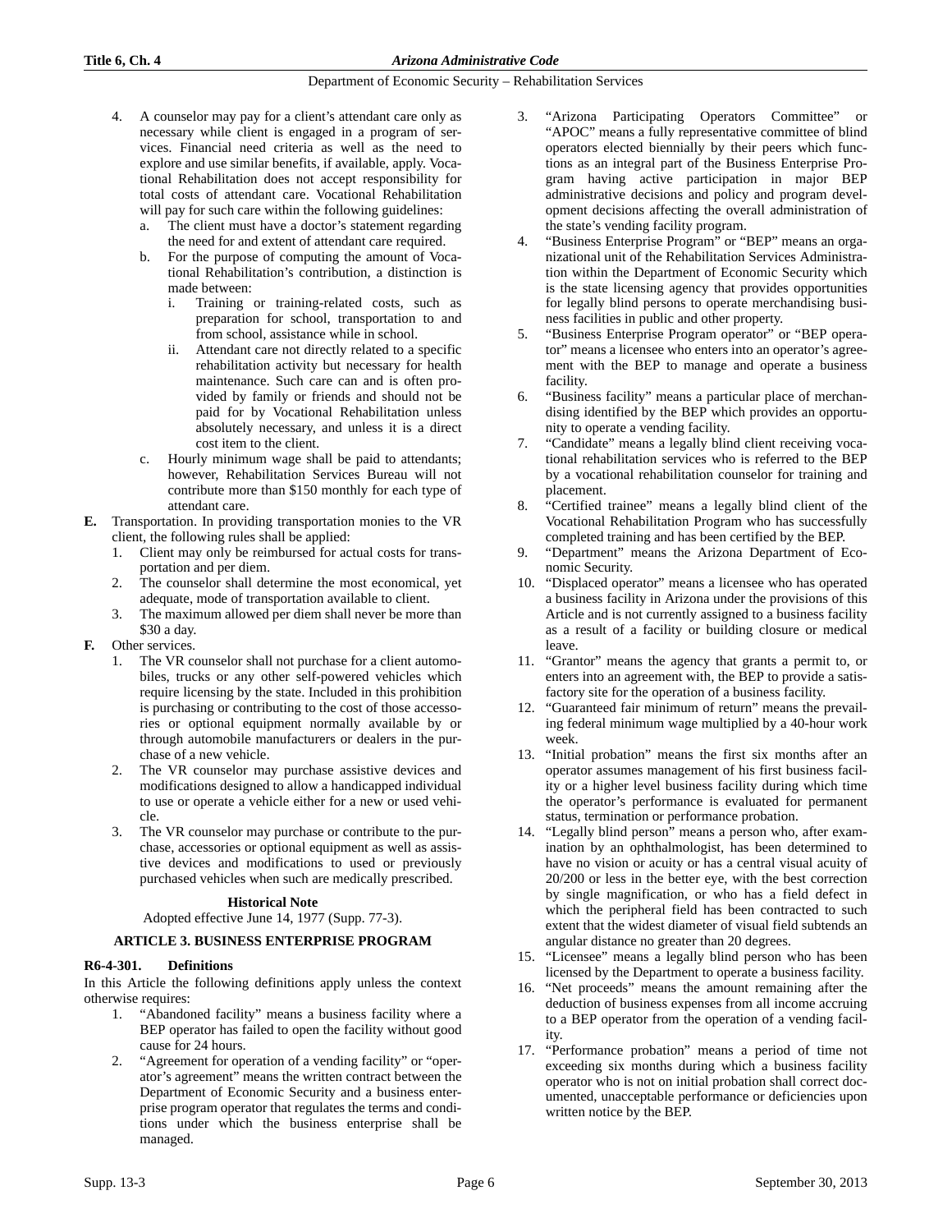4. A counselor may pay for a client's attendant care only as necessary while client is engaged in a program of services. Financial need criteria as well as the need to explore and use similar benefits, if available, apply. Vocational Rehabilitation does not accept responsibility for total costs of attendant care. Vocational Rehabilitation will pay for such care within the following guidelines:
   a. The client must have a doctor's statement regarding the need for and extent of attendant care required.
   b. For the purpose of computing the amount of Vocational Rehabilitation's contribution, a distinction is made between:
      i. Training or training-related costs, such as preparation for school, transportation to and from school, assistance while in school.
      ii. Attendant care not directly related to a specific rehabilitation activity but necessary for health maintenance. Such care can and is often provided by family or friends and should not be paid for by Vocational Rehabilitation unless absolutely necessary, and unless it is a direct cost item to the client.
   c. Hourly minimum wage shall be paid to attendants; however, Rehabilitation Services Bureau will not contribute more than $150 monthly for each type of attendant care.

**E.** Transportation. In providing transportation monies to the VR client, the following rules shall be applied:
1. Client may only be reimbursed for actual costs for transportation and per diem.
2. The counselor shall determine the most economical, yet adequate, mode of transportation available to client.
3. The maximum allowed per diem shall never be more than $30 a day.

**F.** Other services.
1. The VR counselor shall not purchase for a client automobiles, trucks or any other self-powered vehicles which require licensing by the state. Included in this prohibition is purchasing or contributing to the cost of those accessories or optional equipment normally available by or through automobile manufacturers or dealers in the purchase of a new vehicle.
2. The VR counselor may purchase assistive devices and modifications designed to allow a handicapped individual to use or operate a vehicle either for a new or used vehicle.
3. The VR counselor may purchase or contribute to the purchase, accessories or optional equipment as well as assistive devices and modifications to used or previously purchased vehicles when such are medically prescribed.

**Historical Note**

Adopted effective June 14, 1977 (Supp. 77-3).

## ARTICLE 3. BUSINESS ENTERPRISE PROGRAM

### R6-4-301. Definitions

In this Article the following definitions apply unless the context otherwise requires:

1. "Abandoned facility" means a business facility where a BEP operator has failed to open the facility without good cause for 24 hours.
2. "Agreement for operation of a vending facility" or "operator's agreement" means the written contract between the Department of Economic Security and a business enterprise program operator that regulates the terms and conditions under which the business enterprise shall be managed.
3. "Arizona Participating Operators Committee" or "APOC" means a fully representative committee of blind operators elected biennially by their peers which functions as an integral part of the Business Enterprise Program having active participation in major BEP administrative decisions and policy and program development decisions affecting the overall administration of the state's vending facility program.
4. "Business Enterprise Program" or "BEP" means an organizational unit of the Rehabilitation Services Administration within the Department of Economic Security which is the state licensing agency that provides opportunities for legally blind persons to operate merchandising business facilities in public and other property.
5. "Business Enterprise Program operator" or "BEP operator" means a licensee who enters into an operator's agreement with the BEP to manage and operate a business facility.
6. "Business facility" means a particular place of merchandising identified by the BEP which provides an opportunity to operate a vending facility.
7. "Candidate" means a legally blind client receiving vocational rehabilitation services who is referred to the BEP by a vocational rehabilitation counselor for training and placement.
8. "Certified trainee" means a legally blind client of the Vocational Rehabilitation Program who has successfully completed training and has been certified by the BEP.
9. "Department" means the Arizona Department of Economic Security.
10. "Displaced operator" means a licensee who has operated a business facility in Arizona under the provisions of this Article and is not currently assigned to a business facility as a result of a facility or building closure or medical leave.
11. "Grantor" means the agency that grants a permit to, or enters into an agreement with, the BEP to provide a satisfactory site for the operation of a business facility.
12. "Guaranteed fair minimum of return" means the prevailing federal minimum wage multiplied by a 40-hour work week.
13. "Initial probation" means the first six months after an operator assumes management of his first business facility or a higher level business facility during which time the operator's performance is evaluated for permanent status, termination or performance probation.
14. "Legally blind person" means a person who, after examination by an ophthalmologist, has been determined to have no vision or acuity or has a central visual acuity of 20/200 or less in the better eye, with the best correction by single magnification, or who has a field defect in which the peripheral field has been contracted to such extent that the widest diameter of visual field subtends an angular distance no greater than 20 degrees.
15. "Licensee" means a legally blind person who has been licensed by the Department to operate a business facility.
16. "Net proceeds" means the amount remaining after the deduction of business expenses from all income accruing to a BEP operator from the operation of a vending facility.
17. "Performance probation" means a period of time not exceeding six months during which a business facility operator who is not on initial probation shall correct documented, unacceptable performance or deficiencies upon written notice by the BEP.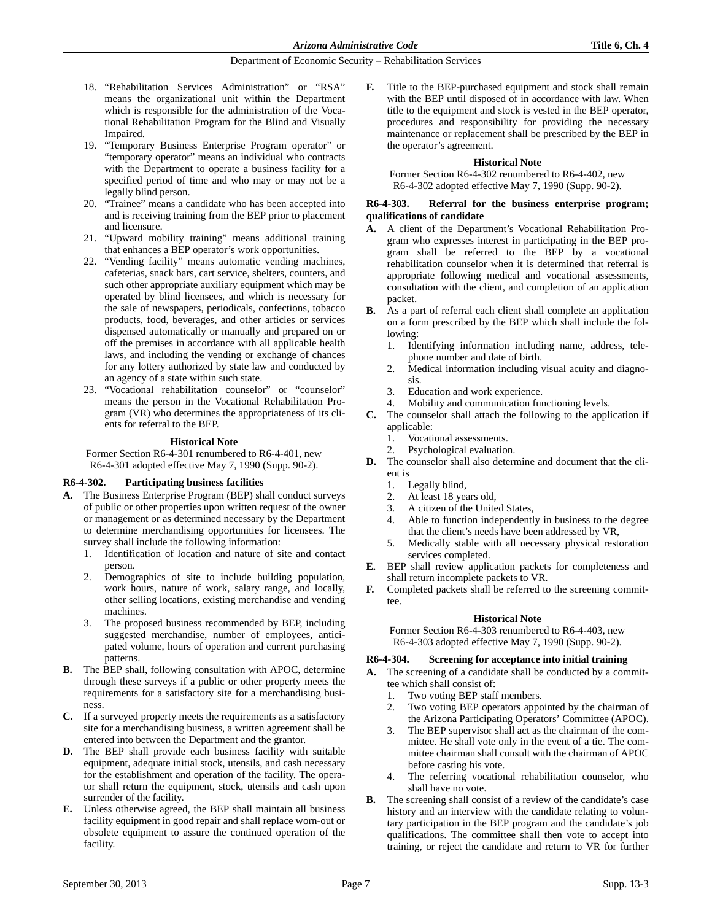18. "Rehabilitation Services Administration" or "RSA" means the organizational unit within the Department which is responsible for the administration of the Vocational Rehabilitation Program for the Blind and Visually Impaired.
19. "Temporary Business Enterprise Program operator" or "temporary operator" means an individual who contracts with the Department to operate a business facility for a specified period of time and who may or may not be a legally blind person.
20. "Trainee" means a candidate who has been accepted into and is receiving training from the BEP prior to placement and licensure.
21. "Upward mobility training" means additional training that enhances a BEP operator's work opportunities.
22. "Vending facility" means automatic vending machines, cafeterias, snack bars, cart service, shelters, counters, and such other appropriate auxiliary equipment which may be operated by blind licensees, and which is necessary for the sale of newspapers, periodicals, confections, tobacco products, food, beverages, and other articles or services dispensed automatically or manually and prepared on or off the premises in accordance with all applicable health laws, and including the vending or exchange of chances for any lottery authorized by state law and conducted by an agency of a state within such state.
23. "Vocational rehabilitation counselor" or "counselor" means the person in the Vocational Rehabilitation Program (VR) who determines the appropriateness of its clients for referral to the BEP.

**Historical Note**

Former Section R6-4-301 renumbered to R6-4-401, new R6-4-301 adopted effective May 7, 1990 (Supp. 90-2).

### R6-4-302. Participating business facilities

**A.** The Business Enterprise Program (BEP) shall conduct surveys of public or other properties upon written request of the owner or management or as determined necessary by the Department to determine merchandising opportunities for licensees. The survey shall include the following information:
   1. Identification of location and nature of site and contact person.
   2. Demographics of site to include building population, work hours, nature of work, salary range, and locally, other selling locations, existing merchandise and vending machines.
   3. The proposed business recommended by BEP, including suggested merchandise, number of employees, anticipated volume, hours of operation and current purchasing patterns.

**B.** The BEP shall, following consultation with APOC, determine through these surveys if a public or other property meets the requirements for a satisfactory site for a merchandising business.

**C.** If a surveyed property meets the requirements as a satisfactory site for a merchandising business, a written agreement shall be entered into between the Department and the grantor.

**D.** The BEP shall provide each business facility with suitable equipment, adequate initial stock, utensils, and cash necessary for the establishment and operation of the facility. The operator shall return the equipment, stock, utensils and cash upon surrender of the facility.

**E.** Unless otherwise agreed, the BEP shall maintain all business facility equipment in good repair and shall replace worn-out or obsolete equipment to assure the continued operation of the facility.

**F.** Title to the BEP-purchased equipment and stock shall remain with the BEP until disposed of in accordance with law. When title to the equipment and stock is vested in the BEP operator, procedures and responsibility for providing the necessary maintenance or replacement shall be prescribed by the BEP in the operator's agreement.

**Historical Note**

Former Section R6-4-302 renumbered to R6-4-402, new R6-4-302 adopted effective May 7, 1990 (Supp. 90-2).

### R6-4-303. Referral for the business enterprise program; qualifications of candidate

**A.** A client of the Department's Vocational Rehabilitation Program who expresses interest in participating in the BEP program shall be referred to the BEP by a vocational rehabilitation counselor when it is determined that referral is appropriate following medical and vocational assessments, consultation with the client, and completion of an application packet.

**B.** As a part of referral each client shall complete an application on a form prescribed by the BEP which shall include the following:
   1. Identifying information including name, address, telephone number and date of birth.
   2. Medical information including visual acuity and diagnosis.
   3. Education and work experience.
   4. Mobility and communication functioning levels.

**C.** The counselor shall attach the following to the application if applicable:
   1. Vocational assessments.
   2. Psychological evaluation.

**D.** The counselor shall also determine and document that the client is
   1. Legally blind,
   2. At least 18 years old,
   3. A citizen of the United States,
   4. Able to function independently in business to the degree that the client's needs have been addressed by VR,
   5. Medically stable with all necessary physical restoration services completed.

**E.** BEP shall review application packets for completeness and shall return incomplete packets to VR.

**F.** Completed packets shall be referred to the screening committee.

**Historical Note**

Former Section R6-4-303 renumbered to R6-4-403, new R6-4-303 adopted effective May 7, 1990 (Supp. 90-2).

### R6-4-304. Screening for acceptance into initial training

**A.** The screening of a candidate shall be conducted by a committee which shall consist of:
   1. Two voting BEP staff members.
   2. Two voting BEP operators appointed by the chairman of the Arizona Participating Operators' Committee (APOC).
   3. The BEP supervisor shall act as the chairman of the committee. He shall vote only in the event of a tie. The committee chairman shall consult with the chairman of APOC before casting his vote.
   4. The referring vocational rehabilitation counselor, who shall have no vote.

**B.** The screening shall consist of a review of the candidate's case history and an interview with the candidate relating to voluntary participation in the BEP program and the candidate's job qualifications. The committee shall then vote to accept into training, or reject the candidate and return to VR for further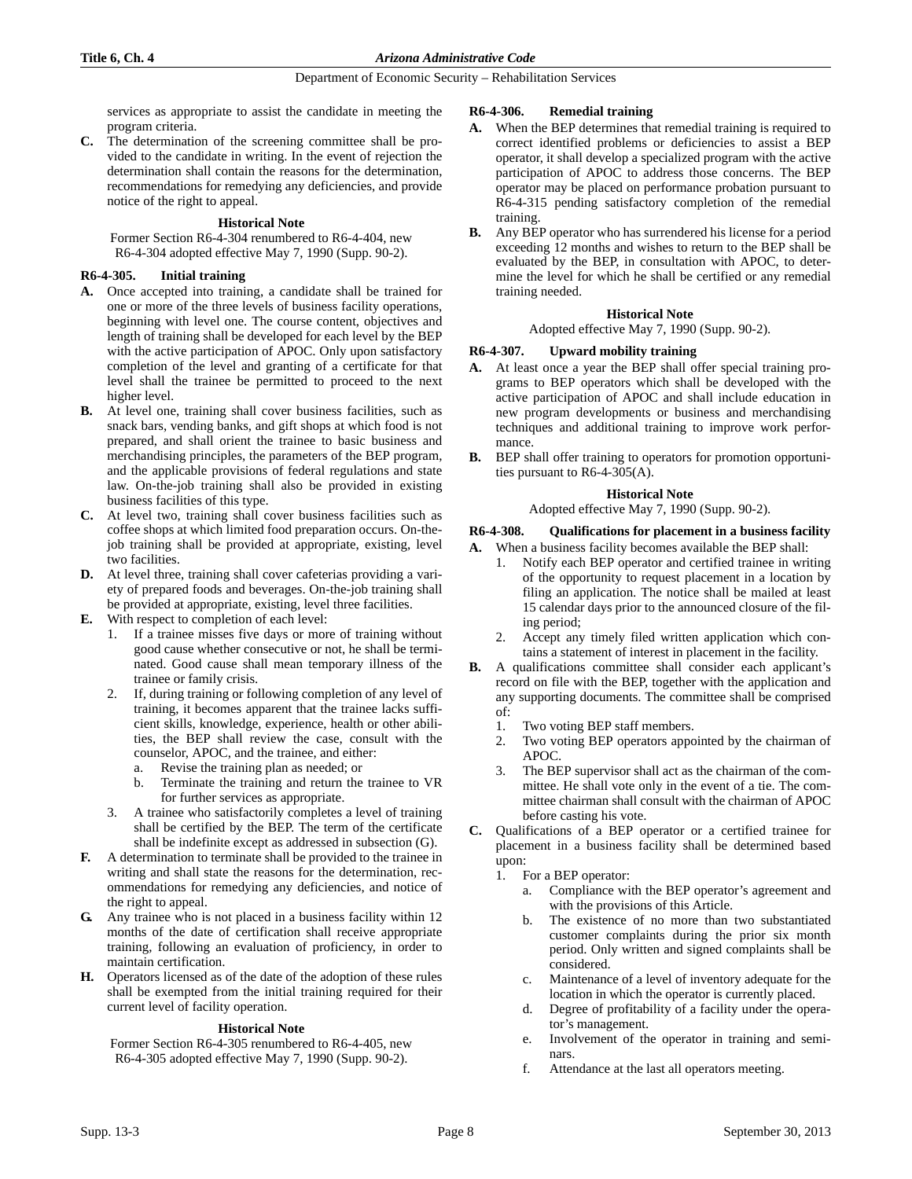services as appropriate to assist the candidate in meeting the program criteria.

**C.** The determination of the screening committee shall be provided to the candidate in writing. In the event of rejection the determination shall contain the reasons for the determination, recommendations for remedying any deficiencies, and provide notice of the right to appeal.

**Historical Note**

Former Section R6-4-304 renumbered to R6-4-404, new R6-4-304 adopted effective May 7, 1990 (Supp. 90-2).

**R6-4-305. Initial training**

**A.** Once accepted into training, a candidate shall be trained for one or more of the three levels of business facility operations, beginning with level one. The course content, objectives and length of training shall be developed for each level by the BEP with the active participation of APOC. Only upon satisfactory completion of the level and granting of a certificate for that level shall the trainee be permitted to proceed to the next higher level.

**B.** At level one, training shall cover business facilities, such as snack bars, vending banks, and gift shops at which food is not prepared, and shall orient the trainee to basic business and merchandising principles, the parameters of the BEP program, and the applicable provisions of federal regulations and state law. On-the-job training shall also be provided in existing business facilities of this type.

**C.** At level two, training shall cover business facilities such as coffee shops at which limited food preparation occurs. On-the-job training shall be provided at appropriate, existing, level two facilities.

**D.** At level three, training shall cover cafeterias providing a variety of prepared foods and beverages. On-the-job training shall be provided at appropriate, existing, level three facilities.

**E.** With respect to completion of each level:

1. If a trainee misses five days or more of training without good cause whether consecutive or not, he shall be terminated. Good cause shall mean temporary illness of the trainee or family crisis.
2. If, during training or following completion of any level of training, it becomes apparent that the trainee lacks sufficient skills, knowledge, experience, health or other abilities, the BEP shall review the case, consult with the counselor, APOC, and the trainee, and either:
   a. Revise the training plan as needed; or
   b. Terminate the training and return the trainee to VR for further services as appropriate.
3. A trainee who satisfactorily completes a level of training shall be certified by the BEP. The term of the certificate shall be indefinite except as addressed in subsection (G).

**F.** A determination to terminate shall be provided to the trainee in writing and shall state the reasons for the determination, recommendations for remedying any deficiencies, and notice of the right to appeal.

**G.** Any trainee who is not placed in a business facility within 12 months of the date of certification shall receive appropriate training, following an evaluation of proficiency, in order to maintain certification.

**H.** Operators licensed as of the date of the adoption of these rules shall be exempted from the initial training required for their current level of facility operation.

**Historical Note**

Former Section R6-4-305 renumbered to R6-4-405, new R6-4-305 adopted effective May 7, 1990 (Supp. 90-2).

**R6-4-306. Remedial training**

**A.** When the BEP determines that remedial training is required to correct identified problems or deficiencies to assist a BEP operator, it shall develop a specialized program with the active participation of APOC to address those concerns. The BEP operator may be placed on performance probation pursuant to R6-4-315 pending satisfactory completion of the remedial training.

**B.** Any BEP operator who has surrendered his license for a period exceeding 12 months and wishes to return to the BEP shall be evaluated by the BEP, in consultation with APOC, to determine the level for which he shall be certified or any remedial training needed.

**Historical Note**

Adopted effective May 7, 1990 (Supp. 90-2).

**R6-4-307. Upward mobility training**

**A.** At least once a year the BEP shall offer special training programs to BEP operators which shall be developed with the active participation of APOC and shall include education in new program developments or business and merchandising techniques and additional training to improve work performance.

**B.** BEP shall offer training to operators for promotion opportunities pursuant to R6-4-305(A).

**Historical Note**

Adopted effective May 7, 1990 (Supp. 90-2).

**R6-4-308. Qualifications for placement in a business facility**

**A.** When a business facility becomes available the BEP shall:

1. Notify each BEP operator and certified trainee in writing of the opportunity to request placement in a location by filing an application. The notice shall be mailed at least 15 calendar days prior to the announced closure of the filing period;
2. Accept any timely filed written application which contains a statement of interest in placement in the facility.

**B.** A qualifications committee shall consider each applicant's record on file with the BEP, together with the application and any supporting documents. The committee shall be comprised of:

1. Two voting BEP staff members.
2. Two voting BEP operators appointed by the chairman of APOC.
3. The BEP supervisor shall act as the chairman of the committee. He shall vote only in the event of a tie. The committee chairman shall consult with the chairman of APOC before casting his vote.

**C.** Qualifications of a BEP operator or a certified trainee for placement in a business facility shall be determined based upon:

1. For a BEP operator:
   a. Compliance with the BEP operator's agreement and with the provisions of this Article.
   b. The existence of no more than two substantiated customer complaints during the prior six month period. Only written and signed complaints shall be considered.
   c. Maintenance of a level of inventory adequate for the location in which the operator is currently placed.
   d. Degree of profitability of a facility under the operator's management.
   e. Involvement of the operator in training and seminars.
   f. Attendance at the last all operators meeting.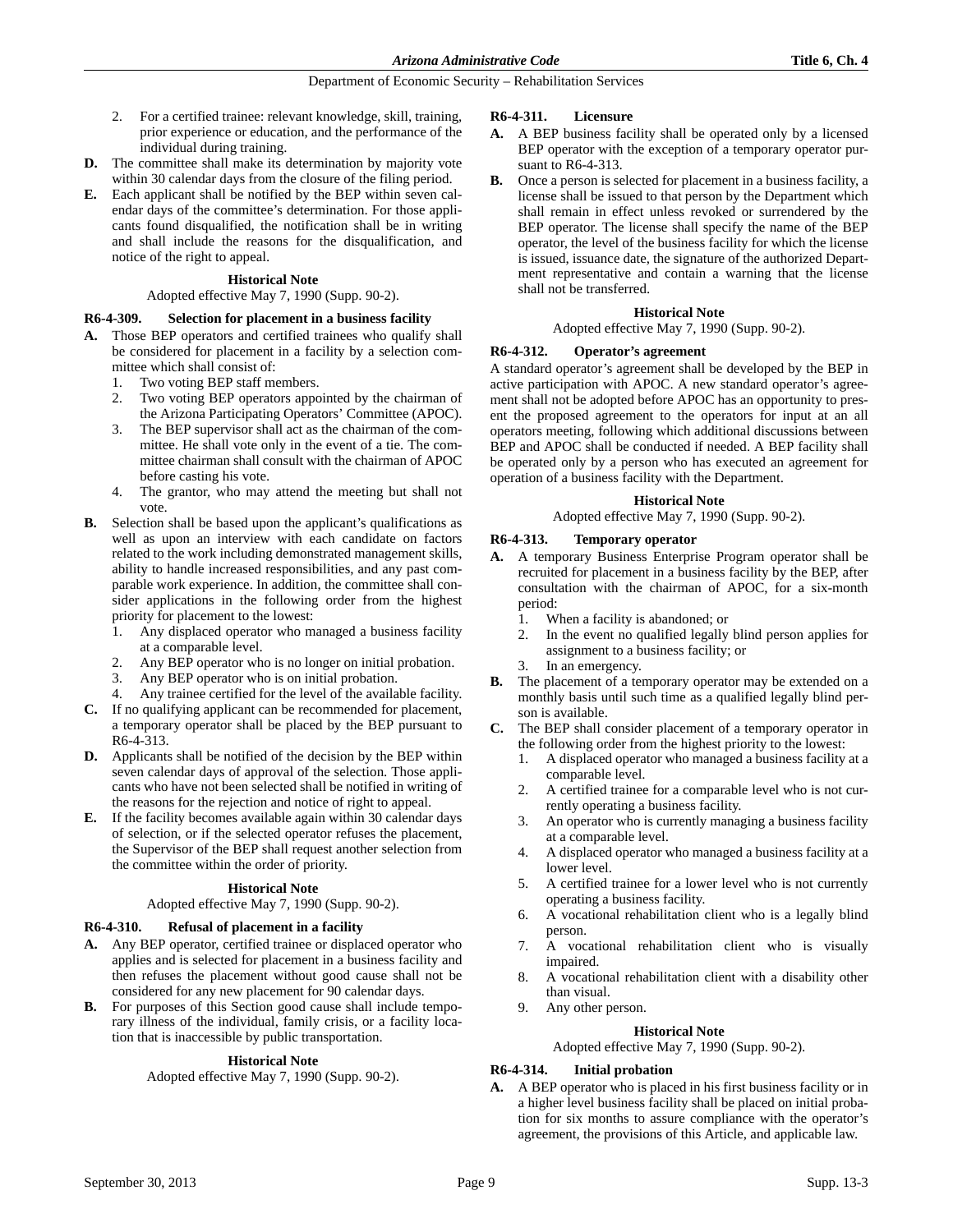2. For a certified trainee: relevant knowledge, skill, training, prior experience or education, and the performance of the individual during training.

**D.** The committee shall make its determination by majority vote within 30 calendar days from the closure of the filing period.

**E.** Each applicant shall be notified by the BEP within seven calendar days of the committee's determination. For those applicants found disqualified, the notification shall be in writing and shall include the reasons for the disqualification, and notice of the right to appeal.

**Historical Note**

Adopted effective May 7, 1990 (Supp. 90-2).

### R6-4-309. Selection for placement in a business facility

**A.** Those BEP operators and certified trainees who qualify shall be considered for placement in a facility by a selection committee which shall consist of:

1. Two voting BEP staff members.
2. Two voting BEP operators appointed by the chairman of the Arizona Participating Operators' Committee (APOC).
3. The BEP supervisor shall act as the chairman of the committee. He shall vote only in the event of a tie. The committee chairman shall consult with the chairman of APOC before casting his vote.
4. The grantor, who may attend the meeting but shall not vote.

**B.** Selection shall be based upon the applicant's qualifications as well as upon an interview with each candidate on factors related to the work including demonstrated management skills, ability to handle increased responsibilities, and any past comparable work experience. In addition, the committee shall consider applications in the following order from the highest priority for placement to the lowest:

1. Any displaced operator who managed a business facility at a comparable level.
2. Any BEP operator who is no longer on initial probation.
3. Any BEP operator who is on initial probation.
4. Any trainee certified for the level of the available facility.

**C.** If no qualifying applicant can be recommended for placement, a temporary operator shall be placed by the BEP pursuant to R6-4-313.

**D.** Applicants shall be notified of the decision by the BEP within seven calendar days of approval of the selection. Those applicants who have not been selected shall be notified in writing of the reasons for the rejection and notice of right to appeal.

**E.** If the facility becomes available again within 30 calendar days of selection, or if the selected operator refuses the placement, the Supervisor of the BEP shall request another selection from the committee within the order of priority.

**Historical Note**

Adopted effective May 7, 1990 (Supp. 90-2).

### R6-4-310. Refusal of placement in a facility

**A.** Any BEP operator, certified trainee or displaced operator who applies and is selected for placement in a business facility and then refuses the placement without good cause shall not be considered for any new placement for 90 calendar days.

**B.** For purposes of this Section good cause shall include temporary illness of the individual, family crisis, or a facility location that is inaccessible by public transportation.

**Historical Note**

Adopted effective May 7, 1990 (Supp. 90-2).

### R6-4-311. Licensure

**A.** A BEP business facility shall be operated only by a licensed BEP operator with the exception of a temporary operator pursuant to R6-4-313.

**B.** Once a person is selected for placement in a business facility, a license shall be issued to that person by the Department which shall remain in effect unless revoked or surrendered by the BEP operator. The license shall specify the name of the BEP operator, the level of the business facility for which the license is issued, issuance date, the signature of the authorized Department representative and contain a warning that the license shall not be transferred.

**Historical Note**

Adopted effective May 7, 1990 (Supp. 90-2).

### R6-4-312. Operator's agreement

A standard operator's agreement shall be developed by the BEP in active participation with APOC. A new standard operator's agreement shall not be adopted before APOC has an opportunity to present the proposed agreement to the operators for input at an all operators meeting, following which additional discussions between BEP and APOC shall be conducted if needed. A BEP facility shall be operated only by a person who has executed an agreement for operation of a business facility with the Department.

**Historical Note**

Adopted effective May 7, 1990 (Supp. 90-2).

### R6-4-313. Temporary operator

**A.** A temporary Business Enterprise Program operator shall be recruited for placement in a business facility by the BEP, after consultation with the chairman of APOC, for a six-month period:

1. When a facility is abandoned; or
2. In the event no qualified legally blind person applies for assignment to a business facility; or
3. In an emergency.

**B.** The placement of a temporary operator may be extended on a monthly basis until such time as a qualified legally blind person is available.

**C.** The BEP shall consider placement of a temporary operator in the following order from the highest priority to the lowest:

1. A displaced operator who managed a business facility at a comparable level.
2. A certified trainee for a comparable level who is not currently operating a business facility.
3. An operator who is currently managing a business facility at a comparable level.
4. A displaced operator who managed a business facility at a lower level.
5. A certified trainee for a lower level who is not currently operating a business facility.
6. A vocational rehabilitation client who is a legally blind person.
7. A vocational rehabilitation client who is visually impaired.
8. A vocational rehabilitation client with a disability other than visual.
9. Any other person.

**Historical Note**

Adopted effective May 7, 1990 (Supp. 90-2).

### R6-4-314. Initial probation

**A.** A BEP operator who is placed in his first business facility or in a higher level business facility shall be placed on initial probation for six months to assure compliance with the operator's agreement, the provisions of this Article, and applicable law.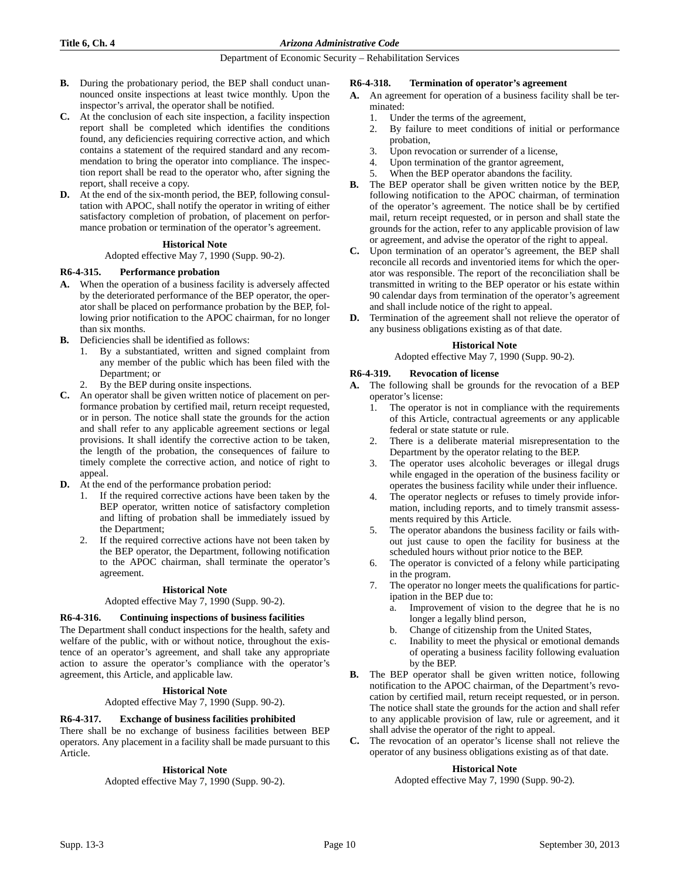**B.** During the probationary period, the BEP shall conduct unannounced onsite inspections at least twice monthly. Upon the inspector's arrival, the operator shall be notified.

**C.** At the conclusion of each site inspection, a facility inspection report shall be completed which identifies the conditions found, any deficiencies requiring corrective action, and which contains a statement of the required standard and any recommendation to bring the operator into compliance. The inspection report shall be read to the operator who, after signing the report, shall receive a copy.

**D.** At the end of the six-month period, the BEP, following consultation with APOC, shall notify the operator in writing of either satisfactory completion of probation, of placement on performance probation or termination of the operator's agreement.

**Historical Note**

Adopted effective May 7, 1990 (Supp. 90-2).

### R6-4-315. Performance probation

**A.** When the operation of a business facility is adversely affected by the deteriorated performance of the BEP operator, the operator shall be placed on performance probation by the BEP, following prior notification to the APOC chairman, for no longer than six months.

**B.** Deficiencies shall be identified as follows:

1. By a substantiated, written and signed complaint from any member of the public which has been filed with the Department; or
2. By the BEP during onsite inspections.

**C.** An operator shall be given written notice of placement on performance probation by certified mail, return receipt requested, or in person. The notice shall state the grounds for the action and shall refer to any applicable agreement sections or legal provisions. It shall identify the corrective action to be taken, the length of the probation, the consequences of failure to timely complete the corrective action, and notice of right to appeal.

**D.** At the end of the performance probation period:

1. If the required corrective actions have been taken by the BEP operator, written notice of satisfactory completion and lifting of probation shall be immediately issued by the Department;
2. If the required corrective actions have not been taken by the BEP operator, the Department, following notification to the APOC chairman, shall terminate the operator's agreement.

**Historical Note**

Adopted effective May 7, 1990 (Supp. 90-2).

### R6-4-316. Continuing inspections of business facilities

The Department shall conduct inspections for the health, safety and welfare of the public, with or without notice, throughout the existence of an operator's agreement, and shall take any appropriate action to assure the operator's compliance with the operator's agreement, this Article, and applicable law.

**Historical Note**

Adopted effective May 7, 1990 (Supp. 90-2).

### R6-4-317. Exchange of business facilities prohibited

There shall be no exchange of business facilities between BEP operators. Any placement in a facility shall be made pursuant to this Article.

**Historical Note**

Adopted effective May 7, 1990 (Supp. 90-2).

### R6-4-318. Termination of operator's agreement

**A.** An agreement for operation of a business facility shall be terminated:

1. Under the terms of the agreement,
2. By failure to meet conditions of initial or performance probation,
3. Upon revocation or surrender of a license,
4. Upon termination of the grantor agreement,
5. When the BEP operator abandons the facility.

**B.** The BEP operator shall be given written notice by the BEP, following notification to the APOC chairman, of termination of the operator's agreement. The notice shall be by certified mail, return receipt requested, or in person and shall state the grounds for the action, refer to any applicable provision of law or agreement, and advise the operator of the right to appeal.

**C.** Upon termination of an operator's agreement, the BEP shall reconcile all records and inventoried items for which the operator was responsible. The report of the reconciliation shall be transmitted in writing to the BEP operator or his estate within 90 calendar days from termination of the operator's agreement and shall include notice of the right to appeal.

**D.** Termination of the agreement shall not relieve the operator of any business obligations existing as of that date.

**Historical Note**

Adopted effective May 7, 1990 (Supp. 90-2).

### R6-4-319. Revocation of license

**A.** The following shall be grounds for the revocation of a BEP operator's license:

1. The operator is not in compliance with the requirements of this Article, contractual agreements or any applicable federal or state statute or rule.
2. There is a deliberate material misrepresentation to the Department by the operator relating to the BEP.
3. The operator uses alcoholic beverages or illegal drugs while engaged in the operation of the business facility or operates the business facility while under their influence.
4. The operator neglects or refuses to timely provide information, including reports, and to timely transmit assessments required by this Article.
5. The operator abandons the business facility or fails without just cause to open the facility for business at the scheduled hours without prior notice to the BEP.
6. The operator is convicted of a felony while participating in the program.
7. The operator no longer meets the qualifications for participation in the BEP due to:
   a. Improvement of vision to the degree that he is no longer a legally blind person,
   b. Change of citizenship from the United States,
   c. Inability to meet the physical or emotional demands of operating a business facility following evaluation by the BEP.

**B.** The BEP operator shall be given written notice, following notification to the APOC chairman, of the Department's revocation by certified mail, return receipt requested, or in person. The notice shall state the grounds for the action and shall refer to any applicable provision of law, rule or agreement, and it shall advise the operator of the right to appeal.

**C.** The revocation of an operator's license shall not relieve the operator of any business obligations existing as of that date.

**Historical Note**

Adopted effective May 7, 1990 (Supp. 90-2).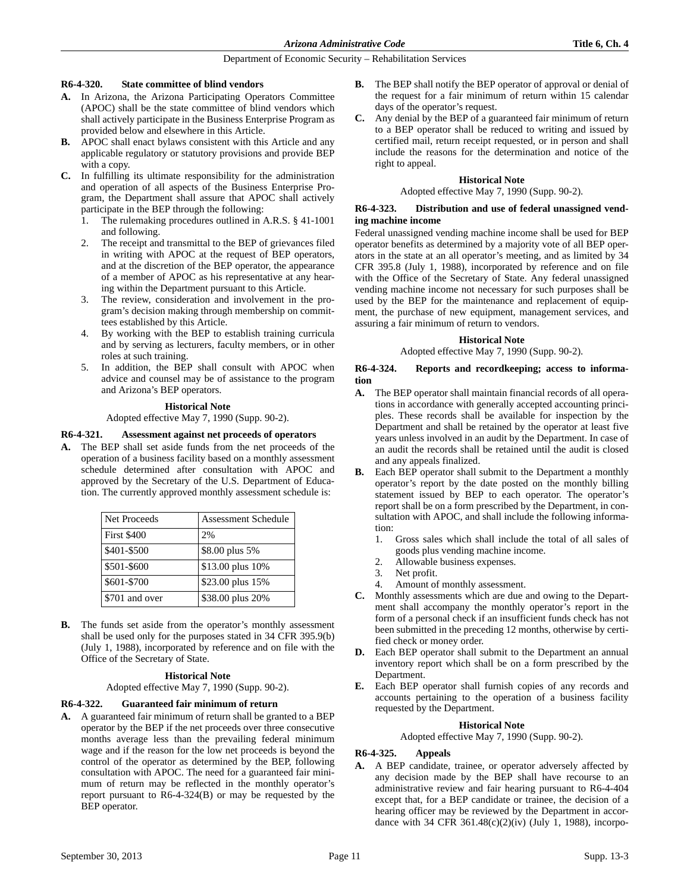### R6-4-320. State committee of blind vendors

**A.** In Arizona, the Arizona Participating Operators Committee (APOC) shall be the state committee of blind vendors which shall actively participate in the Business Enterprise Program as provided below and elsewhere in this Article.

**B.** APOC shall enact bylaws consistent with this Article and any applicable regulatory or statutory provisions and provide BEP with a copy.

**C.** In fulfilling its ultimate responsibility for the administration and operation of all aspects of the Business Enterprise Program, the Department shall assure that APOC shall actively participate in the BEP through the following:

1. The rulemaking procedures outlined in A.R.S. § 41-1001 and following.
2. The receipt and transmittal to the BEP of grievances filed in writing with APOC at the request of BEP operators, and at the discretion of the BEP operator, the appearance of a member of APOC as his representative at any hearing within the Department pursuant to this Article.
3. The review, consideration and involvement in the program's decision making through membership on committees established by this Article.
4. By working with the BEP to establish training curricula and by serving as lecturers, faculty members, or in other roles at such training.
5. In addition, the BEP shall consult with APOC when advice and counsel may be of assistance to the program and Arizona's BEP operators.

**Historical Note**

Adopted effective May 7, 1990 (Supp. 90-2).

### R6-4-321. Assessment against net proceeds of operators

**A.** The BEP shall set aside funds from the net proceeds of the operation of a business facility based on a monthly assessment schedule determined after consultation with APOC and approved by the Secretary of the U.S. Department of Education. The currently approved monthly assessment schedule is:

| Net Proceeds | Assessment Schedule |
|---|---|
| First $400 | 2% |
| $401-$500 | $8.00 plus 5% |
| $501-$600 | $13.00 plus 10% |
| $601-$700 | $23.00 plus 15% |
| $701 and over | $38.00 plus 20% |

**B.** The funds set aside from the operator's monthly assessment shall be used only for the purposes stated in 34 CFR 395.9(b) (July 1, 1988), incorporated by reference and on file with the Office of the Secretary of State.

**Historical Note**

Adopted effective May 7, 1990 (Supp. 90-2).

### R6-4-322. Guaranteed fair minimum of return

**A.** A guaranteed fair minimum of return shall be granted to a BEP operator by the BEP if the net proceeds over three consecutive months average less than the prevailing federal minimum wage and if the reason for the low net proceeds is beyond the control of the operator as determined by the BEP, following consultation with APOC. The need for a guaranteed fair minimum of return may be reflected in the monthly operator's report pursuant to R6-4-324(B) or may be requested by the BEP operator.

**B.** The BEP shall notify the BEP operator of approval or denial of the request for a fair minimum of return within 15 calendar days of the operator's request.

**C.** Any denial by the BEP of a guaranteed fair minimum of return to a BEP operator shall be reduced to writing and issued by certified mail, return receipt requested, or in person and shall include the reasons for the determination and notice of the right to appeal.

**Historical Note**

Adopted effective May 7, 1990 (Supp. 90-2).

### R6-4-323. Distribution and use of federal unassigned vending machine income

Federal unassigned vending machine income shall be used for BEP operator benefits as determined by a majority vote of all BEP operators in the state at an all operator's meeting, and as limited by 34 CFR 395.8 (July 1, 1988), incorporated by reference and on file with the Office of the Secretary of State. Any federal unassigned vending machine income not necessary for such purposes shall be used by the BEP for the maintenance and replacement of equipment, the purchase of new equipment, management services, and assuring a fair minimum of return to vendors.

**Historical Note**

Adopted effective May 7, 1990 (Supp. 90-2).

### R6-4-324. Reports and recordkeeping; access to information

**A.** The BEP operator shall maintain financial records of all operations in accordance with generally accepted accounting principles. These records shall be available for inspection by the Department and shall be retained by the operator at least five years unless involved in an audit by the Department. In case of an audit the records shall be retained until the audit is closed and any appeals finalized.

**B.** Each BEP operator shall submit to the Department a monthly operator's report by the date posted on the monthly billing statement issued by BEP to each operator. The operator's report shall be on a form prescribed by the Department, in consultation with APOC, and shall include the following information:

1. Gross sales which shall include the total of all sales of goods plus vending machine income.
2. Allowable business expenses.
3. Net profit.
4. Amount of monthly assessment.

**C.** Monthly assessments which are due and owing to the Department shall accompany the monthly operator's report in the form of a personal check if an insufficient funds check has not been submitted in the preceding 12 months, otherwise by certified check or money order.

**D.** Each BEP operator shall submit to the Department an annual inventory report which shall be on a form prescribed by the Department.

**E.** Each BEP operator shall furnish copies of any records and accounts pertaining to the operation of a business facility requested by the Department.

**Historical Note**

Adopted effective May 7, 1990 (Supp. 90-2).

### R6-4-325. Appeals

**A.** A BEP candidate, trainee, or operator adversely affected by any decision made by the BEP shall have recourse to an administrative review and fair hearing pursuant to R6-4-404 except that, for a BEP candidate or trainee, the decision of a hearing officer may be reviewed by the Department in accordance with 34 CFR 361.48(c)(2)(iv) (July 1, 1988), incorpo-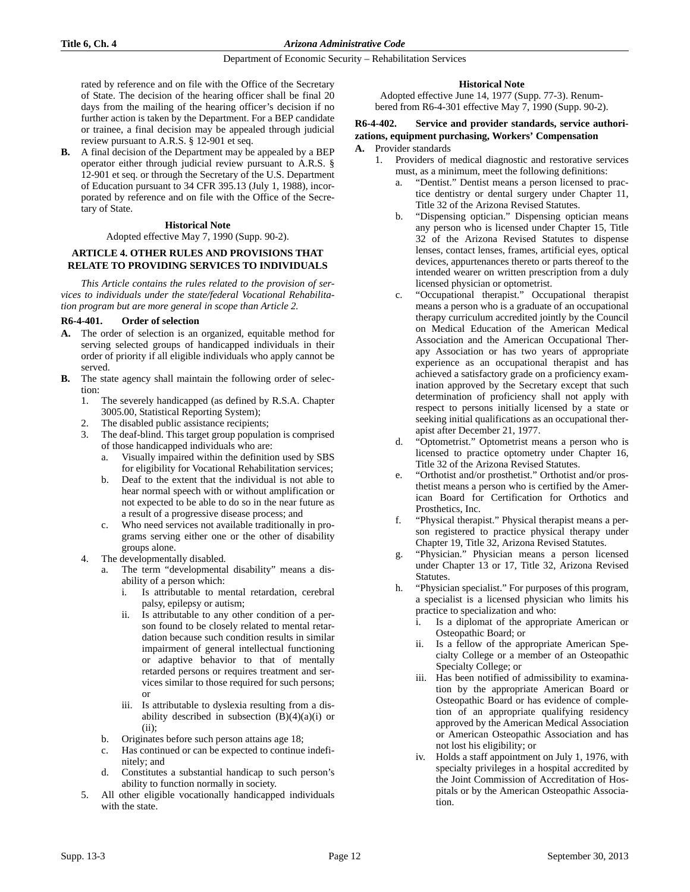rated by reference and on file with the Office of the Secretary of State. The decision of the hearing officer shall be final 20 days from the mailing of the hearing officer's decision if no further action is taken by the Department. For a BEP candidate or trainee, a final decision may be appealed through judicial review pursuant to A.R.S. § 12-901 et seq.

**B.** A final decision of the Department may be appealed by a BEP operator either through judicial review pursuant to A.R.S. § 12-901 et seq. or through the Secretary of the U.S. Department of Education pursuant to 34 CFR 395.13 (July 1, 1988), incorporated by reference and on file with the Office of the Secretary of State.

**Historical Note**

Adopted effective May 7, 1990 (Supp. 90-2).

## ARTICLE 4. OTHER RULES AND PROVISIONS THAT RELATE TO PROVIDING SERVICES TO INDIVIDUALS

*This Article contains the rules related to the provision of services to individuals under the state/federal Vocational Rehabilitation program but are more general in scope than Article 2.*

### R6-4-401. Order of selection

**A.** The order of selection is an organized, equitable method for serving selected groups of handicapped individuals in their order of priority if all eligible individuals who apply cannot be served.

**B.** The state agency shall maintain the following order of selection:

1. The severely handicapped (as defined by R.S.A. Chapter 3005.00, Statistical Reporting System);
2. The disabled public assistance recipients;
3. The deaf-blind. This target group population is comprised of those handicapped individuals who are:
   a. Visually impaired within the definition used by SBS for eligibility for Vocational Rehabilitation services;
   b. Deaf to the extent that the individual is not able to hear normal speech with or without amplification or not expected to be able to do so in the near future as a result of a progressive disease process; and
   c. Who need services not available traditionally in programs serving either one or the other of disability groups alone.
4. The developmentally disabled.
   a. The term "developmental disability" means a disability of a person which:
      i. Is attributable to mental retardation, cerebral palsy, epilepsy or autism;
      ii. Is attributable to any other condition of a person found to be closely related to mental retardation because such condition results in similar impairment of general intellectual functioning or adaptive behavior to that of mentally retarded persons or requires treatment and services similar to those required for such persons; or
      iii. Is attributable to dyslexia resulting from a disability described in subsection (B)(4)(a)(i) or (ii);
   b. Originates before such person attains age 18;
   c. Has continued or can be expected to continue indefinitely; and
   d. Constitutes a substantial handicap to such person's ability to function normally in society.
5. All other eligible vocationally handicapped individuals with the state.

**Historical Note**

Adopted effective June 14, 1977 (Supp. 77-3). Renumbered from R6-4-301 effective May 7, 1990 (Supp. 90-2).

### R6-4-402. Service and provider standards, service authorizations, equipment purchasing, Workers' Compensation

**A.** Provider standards

1. Providers of medical diagnostic and restorative services must, as a minimum, meet the following definitions:
   a. "Dentist." Dentist means a person licensed to practice dentistry or dental surgery under Chapter 11, Title 32 of the Arizona Revised Statutes.
   b. "Dispensing optician." Dispensing optician means any person who is licensed under Chapter 15, Title 32 of the Arizona Revised Statutes to dispense lenses, contact lenses, frames, artificial eyes, optical devices, appurtenances thereto or parts thereof to the intended wearer on written prescription from a duly licensed physician or optometrist.
   c. "Occupational therapist." Occupational therapist means a person who is a graduate of an occupational therapy curriculum accredited jointly by the Council on Medical Education of the American Medical Association and the American Occupational Therapy Association or has two years of appropriate experience as an occupational therapist and has achieved a satisfactory grade on a proficiency examination approved by the Secretary except that such determination of proficiency shall not apply with respect to persons initially licensed by a state or seeking initial qualifications as an occupational therapist after December 21, 1977.
   d. "Optometrist." Optometrist means a person who is licensed to practice optometry under Chapter 16, Title 32 of the Arizona Revised Statutes.
   e. "Orthotist and/or prosthetist." Orthotist and/or prosthetist means a person who is certified by the American Board for Certification for Orthotics and Prosthetics, Inc.
   f. "Physical therapist." Physical therapist means a person registered to practice physical therapy under Chapter 19, Title 32, Arizona Revised Statutes.
   g. "Physician." Physician means a person licensed under Chapter 13 or 17, Title 32, Arizona Revised Statutes.
   h. "Physician specialist." For purposes of this program, a specialist is a licensed physician who limits his practice to specialization and who:
      i. Is a diplomat of the appropriate American or Osteopathic Board; or
      ii. Is a fellow of the appropriate American Specialty College or a member of an Osteopathic Specialty College; or
      iii. Has been notified of admissibility to examination by the appropriate American Board or Osteopathic Board or has evidence of completion of an appropriate qualifying residency approved by the American Medical Association or American Osteopathic Association and has not lost his eligibility; or
      iv. Holds a staff appointment on July 1, 1976, with specialty privileges in a hospital accredited by the Joint Commission of Accreditation of Hospitals or by the American Osteopathic Association.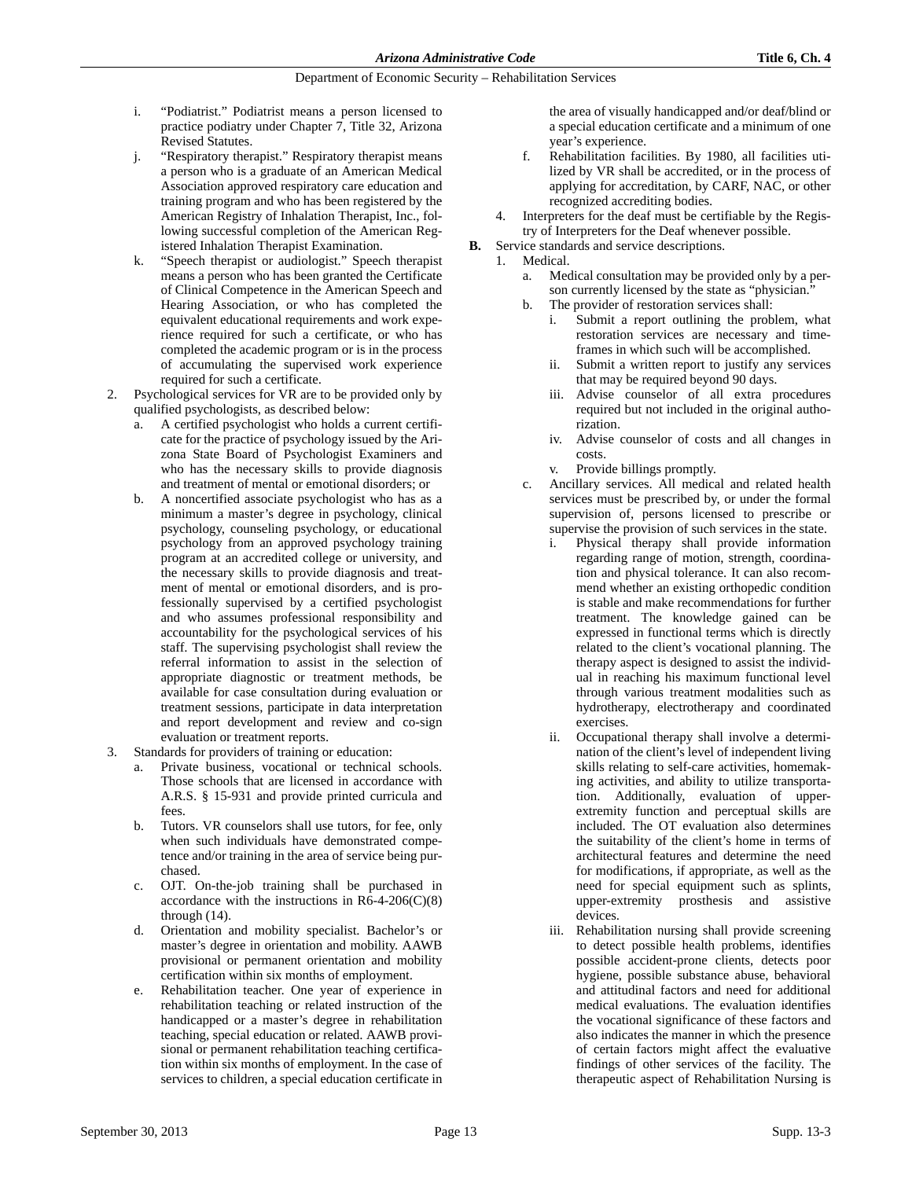i. "Podiatrist." Podiatrist means a person licensed to practice podiatry under Chapter 7, Title 32, Arizona Revised Statutes.

j. "Respiratory therapist." Respiratory therapist means a person who is a graduate of an American Medical Association approved respiratory care education and training program and who has been registered by the American Registry of Inhalation Therapist, Inc., following successful completion of the American Registered Inhalation Therapist Examination.

k. "Speech therapist or audiologist." Speech therapist means a person who has been granted the Certificate of Clinical Competence in the American Speech and Hearing Association, or who has completed the equivalent educational requirements and work experience required for such a certificate, or who has completed the academic program or is in the process of accumulating the supervised work experience required for such a certificate.

2. Psychological services for VR are to be provided only by qualified psychologists, as described below:
   a. A certified psychologist who holds a current certificate for the practice of psychology issued by the Arizona State Board of Psychologist Examiners and who has the necessary skills to provide diagnosis and treatment of mental or emotional disorders; or
   b. A noncertified associate psychologist who has as a minimum a master's degree in psychology, clinical psychology, counseling psychology, or educational psychology from an approved psychology training program at an accredited college or university, and the necessary skills to provide diagnosis and treatment of mental or emotional disorders, and is professionally supervised by a certified psychologist and who assumes professional responsibility and accountability for the psychological services of his staff. The supervising psychologist shall review the referral information to assist in the selection of appropriate diagnostic or treatment methods, be available for case consultation during evaluation or treatment sessions, participate in data interpretation and report development and review and co-sign evaluation or treatment reports.

3. Standards for providers of training or education:
   a. Private business, vocational or technical schools. Those schools that are licensed in accordance with A.R.S. § 15-931 and provide printed curricula and fees.
   b. Tutors. VR counselors shall use tutors, for fee, only when such individuals have demonstrated competence and/or training in the area of service being purchased.
   c. OJT. On-the-job training shall be purchased in accordance with the instructions in R6-4-206(C)(8) through (14).
   d. Orientation and mobility specialist. Bachelor's or master's degree in orientation and mobility. AAWB provisional or permanent orientation and mobility certification within six months of employment.
   e. Rehabilitation teacher. One year of experience in rehabilitation teaching or related instruction of the handicapped or a master's degree in rehabilitation teaching, special education or related. AAWB provisional or permanent rehabilitation teaching certification within six months of employment. In the case of services to children, a special education certificate in the area of visually handicapped and/or deaf/blind or a special education certificate and a minimum of one year's experience.
   f. Rehabilitation facilities. By 1980, all facilities utilized by VR shall be accredited, or in the process of applying for accreditation, by CARF, NAC, or other recognized accrediting bodies.

4. Interpreters for the deaf must be certifiable by the Registry of Interpreters for the Deaf whenever possible.

**B.** Service standards and service descriptions.

1. Medical.
   a. Medical consultation may be provided only by a person currently licensed by the state as "physician."
   b. The provider of restoration services shall:
      i. Submit a report outlining the problem, what restoration services are necessary and timeframes in which such will be accomplished.
      ii. Submit a written report to justify any services that may be required beyond 90 days.
      iii. Advise counselor of all extra procedures required but not included in the original authorization.
      iv. Advise counselor of costs and all changes in costs.
      v. Provide billings promptly.
   c. Ancillary services. All medical and related health services must be prescribed by, or under the formal supervision of, persons licensed to prescribe or supervise the provision of such services in the state.
      i. Physical therapy shall provide information regarding range of motion, strength, coordination and physical tolerance. It can also recommend whether an existing orthopedic condition is stable and make recommendations for further treatment. The knowledge gained can be expressed in functional terms which is directly related to the client's vocational planning. The therapy aspect is designed to assist the individual in reaching his maximum functional level through various treatment modalities such as hydrotherapy, electrotherapy and coordinated exercises.
      ii. Occupational therapy shall involve a determination of the client's level of independent living skills relating to self-care activities, homemaking activities, and ability to utilize transportation. Additionally, evaluation of upper-extremity function and perceptual skills are included. The OT evaluation also determines the suitability of the client's home in terms of architectural features and determine the need for modifications, if appropriate, as well as the need for special equipment such as splints, upper-extremity prosthesis and assistive devices.
      iii. Rehabilitation nursing shall provide screening to detect possible health problems, identifies possible accident-prone clients, detects poor hygiene, possible substance abuse, behavioral and attitudinal factors and need for additional medical evaluations. The evaluation identifies the vocational significance of these factors and also indicates the manner in which the presence of certain factors might affect the evaluative findings of other services of the facility. The therapeutic aspect of Rehabilitation Nursing is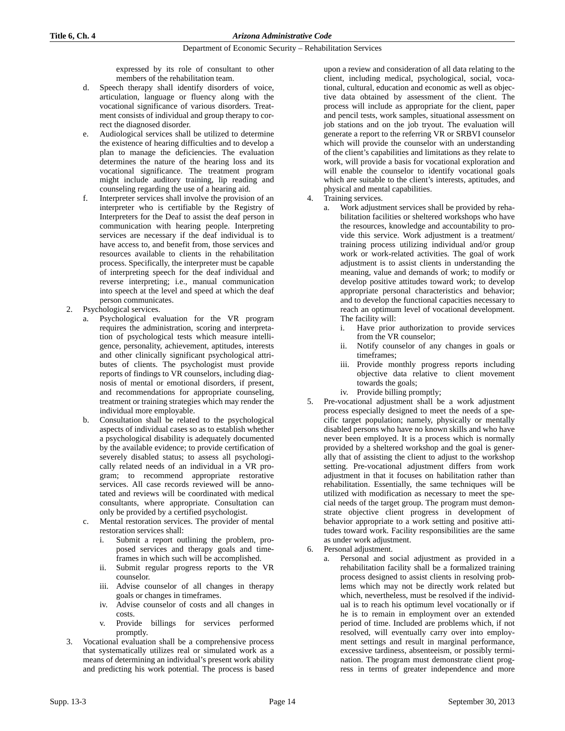expressed by its role of consultant to other members of the rehabilitation team.

d. Speech therapy shall identify disorders of voice, articulation, language or fluency along with the vocational significance of various disorders. Treatment consists of individual and group therapy to correct the diagnosed disorder.

e. Audiological services shall be utilized to determine the existence of hearing difficulties and to develop a plan to manage the deficiencies. The evaluation determines the nature of the hearing loss and its vocational significance. The treatment program might include auditory training, lip reading and counseling regarding the use of a hearing aid.

f. Interpreter services shall involve the provision of an interpreter who is certifiable by the Registry of Interpreters for the Deaf to assist the deaf person in communication with hearing people. Interpreting services are necessary if the deaf individual is to have access to, and benefit from, those services and resources available to clients in the rehabilitation process. Specifically, the interpreter must be capable of interpreting speech for the deaf individual and reverse interpreting; i.e., manual communication into speech at the level and speed at which the deaf person communicates.

2. Psychological services.

a. Psychological evaluation for the VR program requires the administration, scoring and interpretation of psychological tests which measure intelligence, personality, achievement, aptitudes, interests and other clinically significant psychological attributes of clients. The psychologist must provide reports of findings to VR counselors, including diagnosis of mental or emotional disorders, if present, and recommendations for appropriate counseling, treatment or training strategies which may render the individual more employable.

b. Consultation shall be related to the psychological aspects of individual cases so as to establish whether a psychological disability is adequately documented by the available evidence; to provide certification of severely disabled status; to assess all psychologically related needs of an individual in a VR program; to recommend appropriate restorative services. All case records reviewed will be annotated and reviews will be coordinated with medical consultants, where appropriate. Consultation can only be provided by a certified psychologist.

c. Mental restoration services. The provider of mental restoration services shall:

i. Submit a report outlining the problem, proposed services and therapy goals and timeframes in which such will be accomplished.

ii. Submit regular progress reports to the VR counselor.

iii. Advise counselor of all changes in therapy goals or changes in timeframes.

iv. Advise counselor of costs and all changes in costs.

v. Provide billings for services performed promptly.

3. Vocational evaluation shall be a comprehensive process that systematically utilizes real or simulated work as a means of determining an individual's present work ability and predicting his work potential. The process is based upon a review and consideration of all data relating to the client, including medical, psychological, social, vocational, cultural, education and economic as well as objective data obtained by assessment of the client. The process will include as appropriate for the client, paper and pencil tests, work samples, situational assessment on job stations and on the job tryout. The evaluation will generate a report to the referring VR or SRBVI counselor which will provide the counselor with an understanding of the client's capabilities and limitations as they relate to work, will provide a basis for vocational exploration and will enable the counselor to identify vocational goals which are suitable to the client's interests, aptitudes, and physical and mental capabilities.

4. Training services.

a. Work adjustment services shall be provided by rehabilitation facilities or sheltered workshops who have the resources, knowledge and accountability to provide this service. Work adjustment is a treatment/ training process utilizing individual and/or group work or work-related activities. The goal of work adjustment is to assist clients in understanding the meaning, value and demands of work; to modify or develop positive attitudes toward work; to develop appropriate personal characteristics and behavior; and to develop the functional capacities necessary to reach an optimum level of vocational development. The facility will:

i. Have prior authorization to provide services from the VR counselor;

ii. Notify counselor of any changes in goals or timeframes;

iii. Provide monthly progress reports including objective data relative to client movement towards the goals;

iv. Provide billing promptly;

5. Pre-vocational adjustment shall be a work adjustment process especially designed to meet the needs of a specific target population; namely, physically or mentally disabled persons who have no known skills and who have never been employed. It is a process which is normally provided by a sheltered workshop and the goal is generally that of assisting the client to adjust to the workshop setting. Pre-vocational adjustment differs from work adjustment in that it focuses on habilitation rather than rehabilitation. Essentially, the same techniques will be utilized with modification as necessary to meet the special needs of the target group. The program must demonstrate objective client progress in development of behavior appropriate to a work setting and positive attitudes toward work. Facility responsibilities are the same as under work adjustment.

6. Personal adjustment.

a. Personal and social adjustment as provided in a rehabilitation facility shall be a formalized training process designed to assist clients in resolving problems which may not be directly work related but which, nevertheless, must be resolved if the individual is to reach his optimum level vocationally or if he is to remain in employment over an extended period of time. Included are problems which, if not resolved, will eventually carry over into employment settings and result in marginal performance, excessive tardiness, absenteeism, or possibly termination. The program must demonstrate client progress in terms of greater independence and more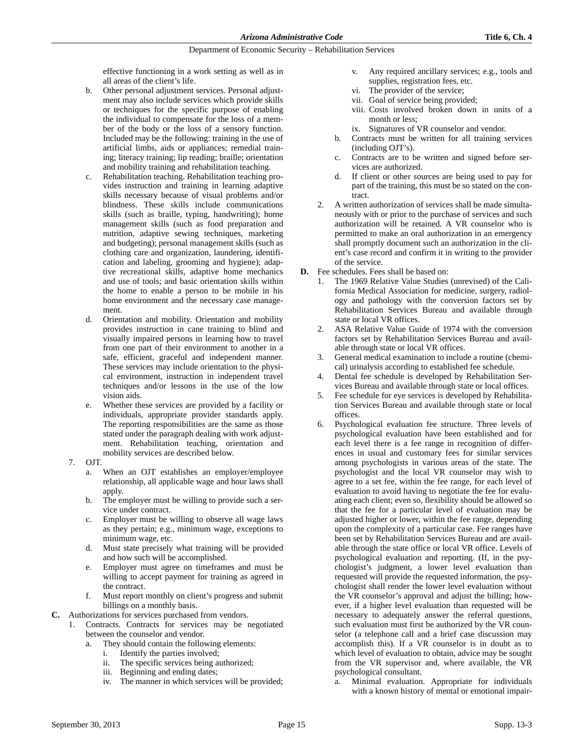effective functioning in a work setting as well as in all areas of the client's life.

b. Other personal adjustment services. Personal adjustment may also include services which provide skills or techniques for the specific purpose of enabling the individual to compensate for the loss of a member of the body or the loss of a sensory function. Included may be the following: training in the use of artificial limbs, aids or appliances; remedial training; literacy training; lip reading; braille; orientation and mobility training and rehabilitation teaching.

c. Rehabilitation teaching. Rehabilitation teaching provides instruction and training in learning adaptive skills necessary because of visual problems and/or blindness. These skills include communications skills (such as braille, typing, handwriting); home management skills (such as food preparation and nutrition, adaptive sewing techniques, marketing and budgeting); personal management skills (such as clothing care and organization, laundering, identification and labeling, grooming and hygiene); adaptive recreational skills, adaptive home mechanics and use of tools; and basic orientation skills within the home to enable a person to be mobile in his home environment and the necessary case management.

d. Orientation and mobility. Orientation and mobility provides instruction in cane training to blind and visually impaired persons in learning how to travel from one part of their environment to another in a safe, efficient, graceful and independent manner. These services may include orientation to the physical environment, instruction in independent travel techniques and/or lessons in the use of the low vision aids.

e. Whether these services are provided by a facility or individuals, appropriate provider standards apply. The reporting responsibilities are the same as those stated under the paragraph dealing with work adjustment. Rehabilitation teaching, orientation and mobility services are described below.

7. OJT.

   a. When an OJT establishes an employer/employee relationship, all applicable wage and hour laws shall apply.
   b. The employer must be willing to provide such a service under contract.
   c. Employer must be willing to observe all wage laws as they pertain; e.g., minimum wage, exceptions to minimum wage, etc.
   d. Must state precisely what training will be provided and how such will be accomplished.
   e. Employer must agree on timeframes and must be willing to accept payment for training as agreed in the contract.
   f. Must report monthly on client's progress and submit billings on a monthly basis.

**C.** Authorizations for services purchased from vendors.

1. Contracts. Contracts for services may be negotiated between the counselor and vendor.
   a. They should contain the following elements:
      i. Identify the parties involved;
      ii. The specific services being authorized;
      iii. Beginning and ending dates;
      iv. The manner in which services will be provided;
      v. Any required ancillary services; e.g., tools and supplies, registration fees, etc.
      vi. The provider of the service;
      vii. Goal of service being provided;
      viii. Costs involved broken down in units of a month or less;
      ix. Signatures of VR counselor and vendor.
   b. Contracts must be written for all training services (including OJT's).
   c. Contracts are to be written and signed before services are authorized.
   d. If client or other sources are being used to pay for part of the training, this must be so stated on the contract.
2. A written authorization of services shall be made simultaneously with or prior to the purchase of services and such authorization will be retained. A VR counselor who is permitted to make an oral authorization in an emergency shall promptly document such an authorization in the client's case record and confirm it in writing to the provider of the service.

**D.** Fee schedules. Fees shall be based on:

1. The 1969 Relative Value Studies (unrevised) of the California Medical Association for medicine, surgery, radiology and pathology with the conversion factors set by Rehabilitation Services Bureau and available through state or local VR offices.
2. ASA Relative Value Guide of 1974 with the conversion factors set by Rehabilitation Services Bureau and available through state or local VR offices.
3. General medical examination to include a routine (chemical) urinalysis according to established fee schedule.
4. Dental fee schedule is developed by Rehabilitation Services Bureau and available through state or local offices.
5. Fee schedule for eye services is developed by Rehabilitation Services Bureau and available through state or local offices.
6. Psychological evaluation fee structure. Three levels of psychological evaluation have been established and for each level there is a fee range in recognition of differences in usual and customary fees for similar services among psychologists in various areas of the state. The psychologist and the local VR counselor may wish to agree to a set fee, within the fee range, for each level of evaluation to avoid having to negotiate the fee for evaluating each client; even so, flexibility should be allowed so that the fee for a particular level of evaluation may be adjusted higher or lower, within the fee range, depending upon the complexity of a particular case. Fee ranges have been set by Rehabilitation Services Bureau and are available through the state office or local VR office. Levels of psychological evaluation and reporting. (If, in the psychologist's judgment, a lower level evaluation than requested will provide the requested information, the psychologist shall render the lower level evaluation without the VR counselor's approval and adjust the billing; however, if a higher level evaluation than requested will be necessary to adequately answer the referral questions, such evaluation must first be authorized by the VR counselor (a telephone call and a brief case discussion may accomplish this). If a VR counselor is in doubt as to which level of evaluation to obtain, advice may be sought from the VR supervisor and, where available, the VR psychological consultant.
   a. Minimal evaluation. Appropriate for individuals with a known history of mental or emotional impair-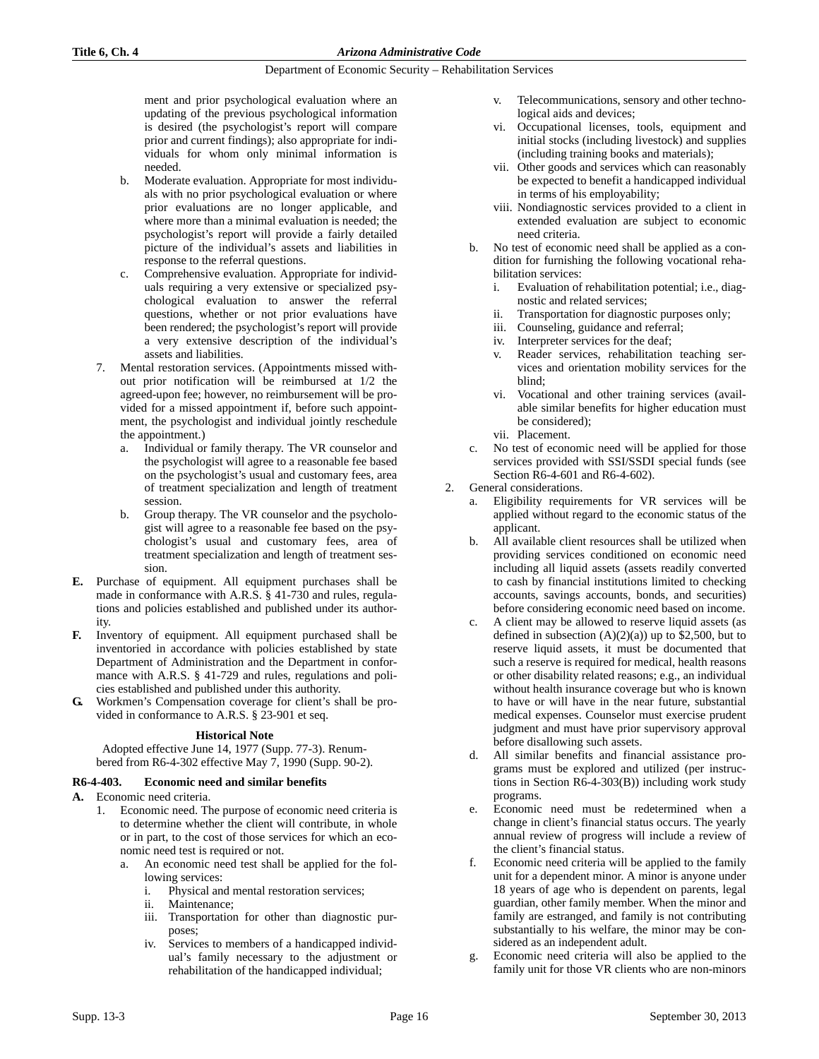ment and prior psychological evaluation where an updating of the previous psychological information is desired (the psychologist's report will compare prior and current findings); also appropriate for individuals for whom only minimal information is needed.

b. Moderate evaluation. Appropriate for most individuals with no prior psychological evaluation or where prior evaluations are no longer applicable, and where more than a minimal evaluation is needed; the psychologist's report will provide a fairly detailed picture of the individual's assets and liabilities in response to the referral questions.

c. Comprehensive evaluation. Appropriate for individuals requiring a very extensive or specialized psychological evaluation to answer the referral questions, whether or not prior evaluations have been rendered; the psychologist's report will provide a very extensive description of the individual's assets and liabilities.

7. Mental restoration services. (Appointments missed without prior notification will be reimbursed at 1/2 the agreed-upon fee; however, no reimbursement will be provided for a missed appointment if, before such appointment, the psychologist and individual jointly reschedule the appointment.)
   a. Individual or family therapy. The VR counselor and the psychologist will agree to a reasonable fee based on the psychologist's usual and customary fees, area of treatment specialization and length of treatment session.
   b. Group therapy. The VR counselor and the psychologist will agree to a reasonable fee based on the psychologist's usual and customary fees, area of treatment specialization and length of treatment session.

**E.** Purchase of equipment. All equipment purchases shall be made in conformance with A.R.S. § 41-730 and rules, regulations and policies established and published under its authority.

**F.** Inventory of equipment. All equipment purchased shall be inventoried in accordance with policies established by state Department of Administration and the Department in conformance with A.R.S. § 41-729 and rules, regulations and policies established and published under this authority.

**G.** Workmen's Compensation coverage for client's shall be provided in conformance to A.R.S. § 23-901 et seq.

**Historical Note**

Adopted effective June 14, 1977 (Supp. 77-3). Renumbered from R6-4-302 effective May 7, 1990 (Supp. 90-2).

### R6-4-403. Economic need and similar benefits

**A.** Economic need criteria.

1. Economic need. The purpose of economic need criteria is to determine whether the client will contribute, in whole or in part, to the cost of those services for which an economic need test is required or not.
   a. An economic need test shall be applied for the following services:
      i. Physical and mental restoration services;
      ii. Maintenance;
      iii. Transportation for other than diagnostic purposes;
      iv. Services to members of a handicapped individual's family necessary to the adjustment or rehabilitation of the handicapped individual;
      v. Telecommunications, sensory and other technological aids and devices;
      vi. Occupational licenses, tools, equipment and initial stocks (including livestock) and supplies (including training books and materials);
      vii. Other goods and services which can reasonably be expected to benefit a handicapped individual in terms of his employability;
      viii. Nondiagnostic services provided to a client in extended evaluation are subject to economic need criteria.
   b. No test of economic need shall be applied as a condition for furnishing the following vocational rehabilitation services:
      i. Evaluation of rehabilitation potential; i.e., diagnostic and related services;
      ii. Transportation for diagnostic purposes only;
      iii. Counseling, guidance and referral;
      iv. Interpreter services for the deaf;
      v. Reader services, rehabilitation teaching services and orientation mobility services for the blind;
      vi. Vocational and other training services (available similar benefits for higher education must be considered);
      vii. Placement.
   c. No test of economic need will be applied for those services provided with SSI/SSDI special funds (see Section R6-4-601 and R6-4-602).
2. General considerations.
   a. Eligibility requirements for VR services will be applied without regard to the economic status of the applicant.
   b. All available client resources shall be utilized when providing services conditioned on economic need including all liquid assets (assets readily converted to cash by financial institutions limited to checking accounts, savings accounts, bonds, and securities) before considering economic need based on income.
   c. A client may be allowed to reserve liquid assets (as defined in subsection (A)(2)(a)) up to $2,500, but to reserve liquid assets, it must be documented that such a reserve is required for medical, health reasons or other disability related reasons; e.g., an individual without health insurance coverage but who is known to have or will have in the near future, substantial medical expenses. Counselor must exercise prudent judgment and must have prior supervisory approval before disallowing such assets.
   d. All similar benefits and financial assistance programs must be explored and utilized (per instructions in Section R6-4-303(B)) including work study programs.
   e. Economic need must be redetermined when a change in client's financial status occurs. The yearly annual review of progress will include a review of the client's financial status.
   f. Economic need criteria will be applied to the family unit for a dependent minor. A minor is anyone under 18 years of age who is dependent on parents, legal guardian, other family member. When the minor and family are estranged, and family is not contributing substantially to his welfare, the minor may be considered as an independent adult.
   g. Economic need criteria will also be applied to the family unit for those VR clients who are non-minors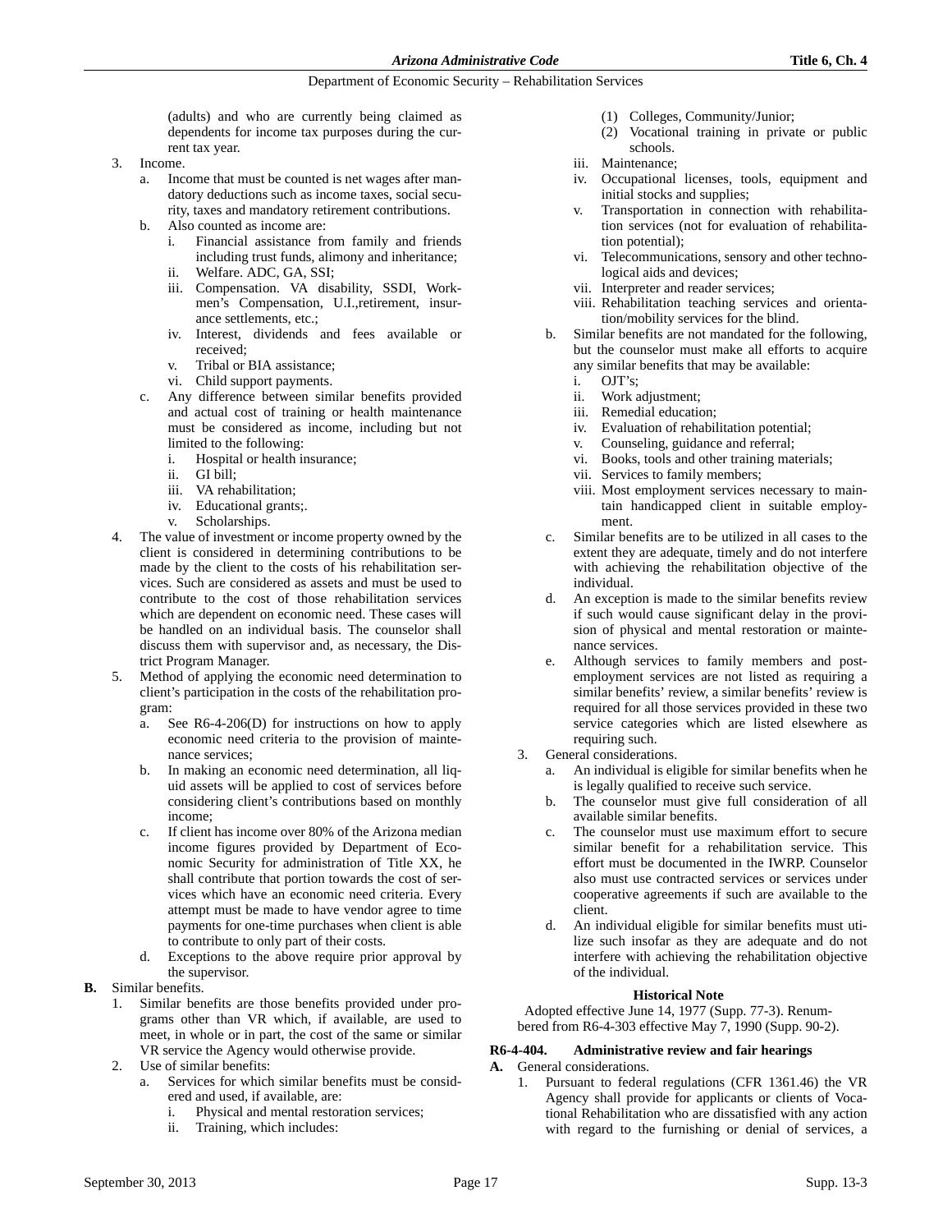(adults) and who are currently being claimed as dependents for income tax purposes during the current tax year.

3. Income.
   a. Income that must be counted is net wages after mandatory deductions such as income taxes, social security, taxes and mandatory retirement contributions.
   b. Also counted as income are:
      i. Financial assistance from family and friends including trust funds, alimony and inheritance;
      ii. Welfare. ADC, GA, SSI;
      iii. Compensation. VA disability, SSDI, Workmen's Compensation, U.I.,retirement, insurance settlements, etc.;
      iv. Interest, dividends and fees available or received;
      v. Tribal or BIA assistance;
      vi. Child support payments.
   c. Any difference between similar benefits provided and actual cost of training or health maintenance must be considered as income, including but not limited to the following:
      i. Hospital or health insurance;
      ii. GI bill;
      iii. VA rehabilitation;
      iv. Educational grants;.
      v. Scholarships.
4. The value of investment or income property owned by the client is considered in determining contributions to be made by the client to the costs of his rehabilitation services. Such are considered as assets and must be used to contribute to the cost of those rehabilitation services which are dependent on economic need. These cases will be handled on an individual basis. The counselor shall discuss them with supervisor and, as necessary, the District Program Manager.
5. Method of applying the economic need determination to client's participation in the costs of the rehabilitation program:
   a. See R6-4-206(D) for instructions on how to apply economic need criteria to the provision of maintenance services;
   b. In making an economic need determination, all liquid assets will be applied to cost of services before considering client's contributions based on monthly income;
   c. If client has income over 80% of the Arizona median income figures provided by Department of Economic Security for administration of Title XX, he shall contribute that portion towards the cost of services which have an economic need criteria. Every attempt must be made to have vendor agree to time payments for one-time purchases when client is able to contribute to only part of their costs.
   d. Exceptions to the above require prior approval by the supervisor.

**B.** Similar benefits.
1. Similar benefits are those benefits provided under programs other than VR which, if available, are used to meet, in whole or in part, the cost of the same or similar VR service the Agency would otherwise provide.
2. Use of similar benefits:
   a. Services for which similar benefits must be considered and used, if available, are:
      i. Physical and mental restoration services;
      ii. Training, which includes:
         (1) Colleges, Community/Junior;
         (2) Vocational training in private or public schools.
      iii. Maintenance;
      iv. Occupational licenses, tools, equipment and initial stocks and supplies;
      v. Transportation in connection with rehabilitation services (not for evaluation of rehabilitation potential);
      vi. Telecommunications, sensory and other technological aids and devices;
      vii. Interpreter and reader services;
      viii. Rehabilitation teaching services and orientation/mobility services for the blind.
   b. Similar benefits are not mandated for the following, but the counselor must make all efforts to acquire any similar benefits that may be available:
      i. OJT's;
      ii. Work adjustment;
      iii. Remedial education;
      iv. Evaluation of rehabilitation potential;
      v. Counseling, guidance and referral;
      vi. Books, tools and other training materials;
      vii. Services to family members;
      viii. Most employment services necessary to maintain handicapped client in suitable employment.
   c. Similar benefits are to be utilized in all cases to the extent they are adequate, timely and do not interfere with achieving the rehabilitation objective of the individual.
   d. An exception is made to the similar benefits review if such would cause significant delay in the provision of physical and mental restoration or maintenance services.
   e. Although services to family members and post-employment services are not listed as requiring a similar benefits' review, a similar benefits' review is required for all those services provided in these two service categories which are listed elsewhere as requiring such.
3. General considerations.
   a. An individual is eligible for similar benefits when he is legally qualified to receive such service.
   b. The counselor must give full consideration of all available similar benefits.
   c. The counselor must use maximum effort to secure similar benefit for a rehabilitation service. This effort must be documented in the IWRP. Counselor also must use contracted services or services under cooperative agreements if such are available to the client.
   d. An individual eligible for similar benefits must utilize such insofar as they are adequate and do not interfere with achieving the rehabilitation objective of the individual.

**Historical Note**

Adopted effective June 14, 1977 (Supp. 77-3). Renumbered from R6-4-303 effective May 7, 1990 (Supp. 90-2).

## R6-4-404. Administrative review and fair hearings

**A.** General considerations.
1. Pursuant to federal regulations (CFR 1361.46) the VR Agency shall provide for applicants or clients of Vocational Rehabilitation who are dissatisfied with any action with regard to the furnishing or denial of services, a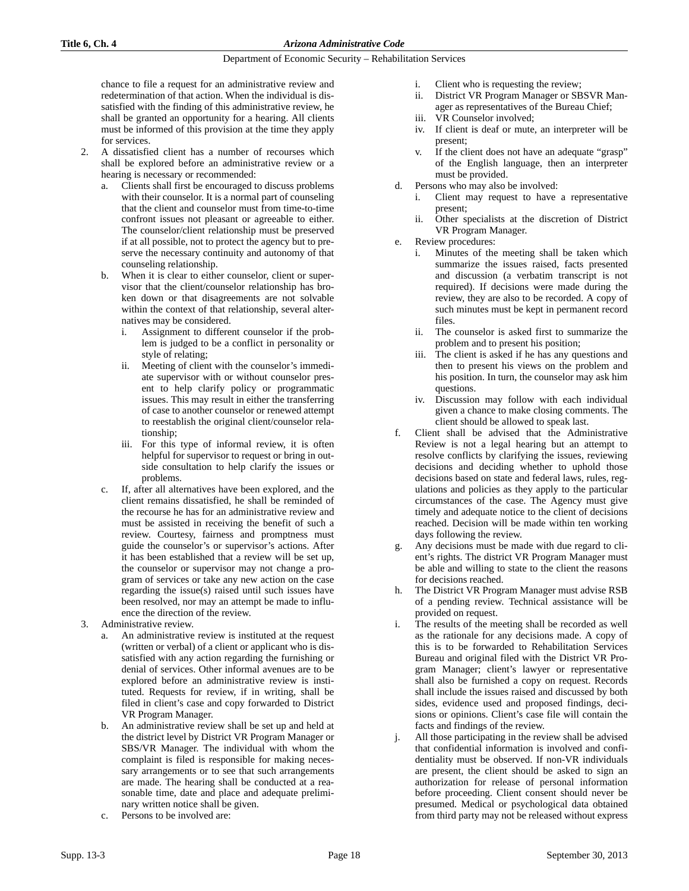chance to file a request for an administrative review and redetermination of that action. When the individual is dissatisfied with the finding of this administrative review, he shall be granted an opportunity for a hearing. All clients must be informed of this provision at the time they apply for services.

2. A dissatisfied client has a number of recourses which shall be explored before an administrative review or a hearing is necessary or recommended:
   a. Clients shall first be encouraged to discuss problems with their counselor. It is a normal part of counseling that the client and counselor must from time-to-time confront issues not pleasant or agreeable to either. The counselor/client relationship must be preserved if at all possible, not to protect the agency but to preserve the necessary continuity and autonomy of that counseling relationship.
   b. When it is clear to either counselor, client or supervisor that the client/counselor relationship has broken down or that disagreements are not solvable within the context of that relationship, several alternatives may be considered.
      i. Assignment to different counselor if the problem is judged to be a conflict in personality or style of relating;
      ii. Meeting of client with the counselor's immediate supervisor with or without counselor present to help clarify policy or programmatic issues. This may result in either the transferring of case to another counselor or renewed attempt to reestablish the original client/counselor relationship;
      iii. For this type of informal review, it is often helpful for supervisor to request or bring in outside consultation to help clarify the issues or problems.
   c. If, after all alternatives have been explored, and the client remains dissatisfied, he shall be reminded of the recourse he has for an administrative review and must be assisted in receiving the benefit of such a review. Courtesy, fairness and promptness must guide the counselor's or supervisor's actions. After it has been established that a review will be set up, the counselor or supervisor may not change a program of services or take any new action on the case regarding the issue(s) raised until such issues have been resolved, nor may an attempt be made to influence the direction of the review.

3. Administrative review.
   a. An administrative review is instituted at the request (written or verbal) of a client or applicant who is dissatisfied with any action regarding the furnishing or denial of services. Other informal avenues are to be explored before an administrative review is instituted. Requests for review, if in writing, shall be filed in client's case and copy forwarded to District VR Program Manager.
   b. An administrative review shall be set up and held at the district level by District VR Program Manager or SBS/VR Manager. The individual with whom the complaint is filed is responsible for making necessary arrangements or to see that such arrangements are made. The hearing shall be conducted at a reasonable time, date and place and adequate preliminary written notice shall be given.
   c. Persons to be involved are:
      i. Client who is requesting the review;
      ii. District VR Program Manager or SBSVR Manager as representatives of the Bureau Chief;
      iii. VR Counselor involved;
      iv. If client is deaf or mute, an interpreter will be present;
      v. If the client does not have an adequate "grasp" of the English language, then an interpreter must be provided.
   d. Persons who may also be involved:
      i. Client may request to have a representative present;
      ii. Other specialists at the discretion of District VR Program Manager.
   e. Review procedures:
      i. Minutes of the meeting shall be taken which summarize the issues raised, facts presented and discussion (a verbatim transcript is not required). If decisions were made during the review, they are also to be recorded. A copy of such minutes must be kept in permanent record files.
      ii. The counselor is asked first to summarize the problem and to present his position;
      iii. The client is asked if he has any questions and then to present his views on the problem and his position. In turn, the counselor may ask him questions.
      iv. Discussion may follow with each individual given a chance to make closing comments. The client should be allowed to speak last.
   f. Client shall be advised that the Administrative Review is not a legal hearing but an attempt to resolve conflicts by clarifying the issues, reviewing decisions and deciding whether to uphold those decisions based on state and federal laws, rules, regulations and policies as they apply to the particular circumstances of the case. The Agency must give timely and adequate notice to the client of decisions reached. Decision will be made within ten working days following the review.
   g. Any decisions must be made with due regard to client's rights. The district VR Program Manager must be able and willing to state to the client the reasons for decisions reached.
   h. The District VR Program Manager must advise RSB of a pending review. Technical assistance will be provided on request.
   i. The results of the meeting shall be recorded as well as the rationale for any decisions made. A copy of this is to be forwarded to Rehabilitation Services Bureau and original filed with the District VR Program Manager; client's lawyer or representative shall also be furnished a copy on request. Records shall include the issues raised and discussed by both sides, evidence used and proposed findings, decisions or opinions. Client's case file will contain the facts and findings of the review.
   j. All those participating in the review shall be advised that confidential information is involved and confidentiality must be observed. If non-VR individuals are present, the client should be asked to sign an authorization for release of personal information before proceeding. Client consent should never be presumed. Medical or psychological data obtained from third party may not be released without express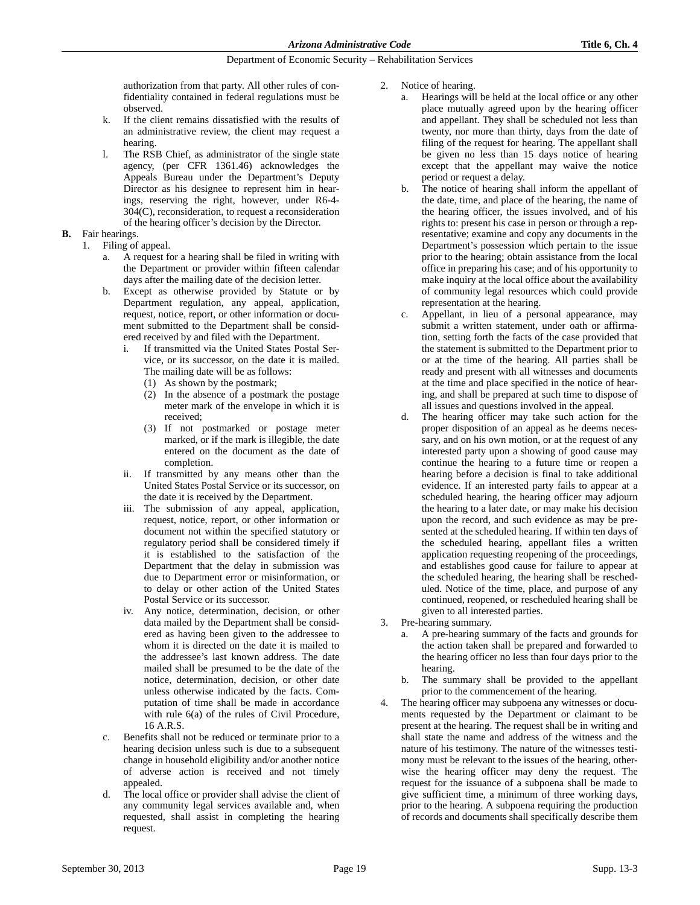authorization from that party. All other rules of confidentiality contained in federal regulations must be observed.

k. If the client remains dissatisfied with the results of an administrative review, the client may request a hearing.

l. The RSB Chief, as administrator of the single state agency, (per CFR 1361.46) acknowledges the Appeals Bureau under the Department's Deputy Director as his designee to represent him in hearings, reserving the right, however, under R6-4-304(C), reconsideration, to request a reconsideration of the hearing officer's decision by the Director.

**B.** Fair hearings.

1. Filing of appeal.
   a. A request for a hearing shall be filed in writing with the Department or provider within fifteen calendar days after the mailing date of the decision letter.
   b. Except as otherwise provided by Statute or by Department regulation, any appeal, application, request, notice, report, or other information or document submitted to the Department shall be considered received by and filed with the Department.
      i. If transmitted via the United States Postal Service, or its successor, on the date it is mailed. The mailing date will be as follows:
         (1) As shown by the postmark;
         (2) In the absence of a postmark the postage meter mark of the envelope in which it is received;
         (3) If not postmarked or postage meter marked, or if the mark is illegible, the date entered on the document as the date of completion.
      ii. If transmitted by any means other than the United States Postal Service or its successor, on the date it is received by the Department.
      iii. The submission of any appeal, application, request, notice, report, or other information or document not within the specified statutory or regulatory period shall be considered timely if it is established to the satisfaction of the Department that the delay in submission was due to Department error or misinformation, or to delay or other action of the United States Postal Service or its successor.
      iv. Any notice, determination, decision, or other data mailed by the Department shall be considered as having been given to the addressee to whom it is directed on the date it is mailed to the addressee's last known address. The date mailed shall be presumed to be the date of the notice, determination, decision, or other date unless otherwise indicated by the facts. Computation of time shall be made in accordance with rule 6(a) of the rules of Civil Procedure, 16 A.R.S.
   c. Benefits shall not be reduced or terminate prior to a hearing decision unless such is due to a subsequent change in household eligibility and/or another notice of adverse action is received and not timely appealed.
   d. The local office or provider shall advise the client of any community legal services available and, when requested, shall assist in completing the hearing request.
2. Notice of hearing.
   a. Hearings will be held at the local office or any other place mutually agreed upon by the hearing officer and appellant. They shall be scheduled not less than twenty, nor more than thirty, days from the date of filing of the request for hearing. The appellant shall be given no less than 15 days notice of hearing except that the appellant may waive the notice period or request a delay.
   b. The notice of hearing shall inform the appellant of the date, time, and place of the hearing, the name of the hearing officer, the issues involved, and of his rights to: present his case in person or through a representative; examine and copy any documents in the Department's possession which pertain to the issue prior to the hearing; obtain assistance from the local office in preparing his case; and of his opportunity to make inquiry at the local office about the availability of community legal resources which could provide representation at the hearing.
   c. Appellant, in lieu of a personal appearance, may submit a written statement, under oath or affirmation, setting forth the facts of the case provided that the statement is submitted to the Department prior to or at the time of the hearing. All parties shall be ready and present with all witnesses and documents at the time and place specified in the notice of hearing, and shall be prepared at such time to dispose of all issues and questions involved in the appeal.
   d. The hearing officer may take such action for the proper disposition of an appeal as he deems necessary, and on his own motion, or at the request of any interested party upon a showing of good cause may continue the hearing to a future time or reopen a hearing before a decision is final to take additional evidence. If an interested party fails to appear at a scheduled hearing, the hearing officer may adjourn the hearing to a later date, or may make his decision upon the record, and such evidence as may be presented at the scheduled hearing. If within ten days of the scheduled hearing, appellant files a written application requesting reopening of the proceedings, and establishes good cause for failure to appear at the scheduled hearing, the hearing shall be rescheduled. Notice of the time, place, and purpose of any continued, reopened, or rescheduled hearing shall be given to all interested parties.
3. Pre-hearing summary.
   a. A pre-hearing summary of the facts and grounds for the action taken shall be prepared and forwarded to the hearing officer no less than four days prior to the hearing.
   b. The summary shall be provided to the appellant prior to the commencement of the hearing.
4. The hearing officer may subpoena any witnesses or documents requested by the Department or claimant to be present at the hearing. The request shall be in writing and shall state the name and address of the witness and the nature of his testimony. The nature of the witnesses testimony must be relevant to the issues of the hearing, otherwise the hearing officer may deny the request. The request for the issuance of a subpoena shall be made to give sufficient time, a minimum of three working days, prior to the hearing. A subpoena requiring the production of records and documents shall specifically describe them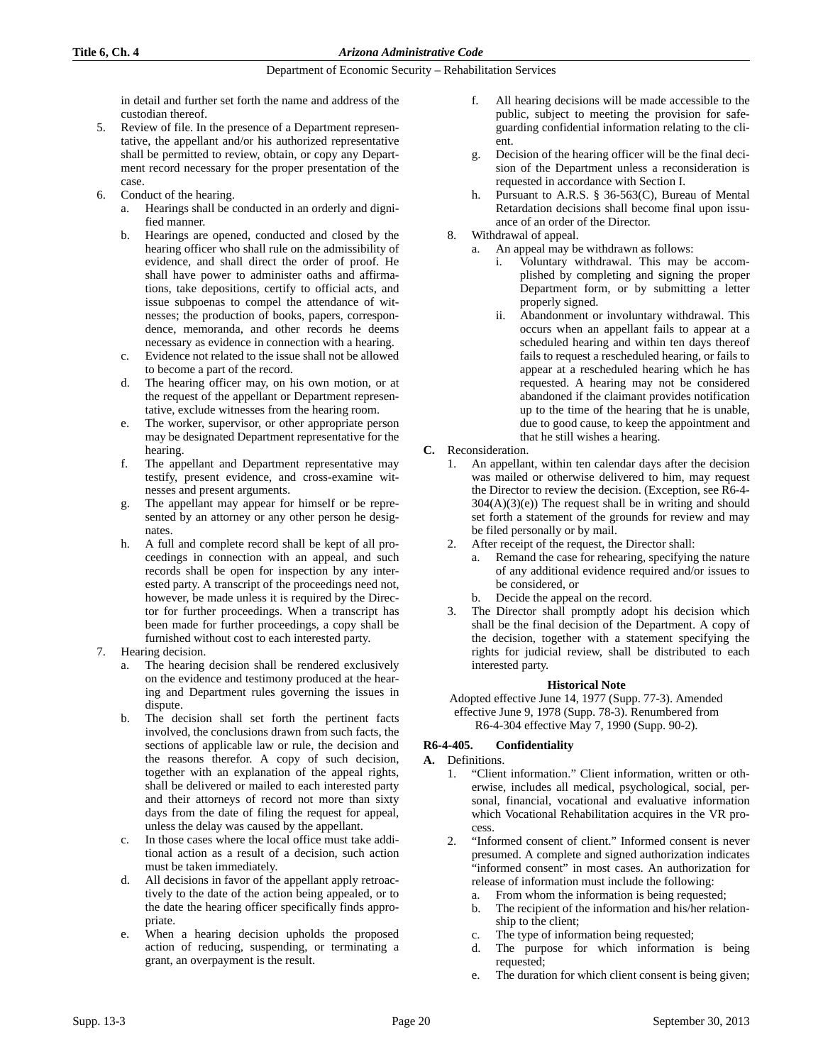in detail and further set forth the name and address of the custodian thereof.

5. Review of file. In the presence of a Department representative, the appellant and/or his authorized representative shall be permitted to review, obtain, or copy any Department record necessary for the proper presentation of the case.
6. Conduct of the hearing.
   a. Hearings shall be conducted in an orderly and dignified manner.
   b. Hearings are opened, conducted and closed by the hearing officer who shall rule on the admissibility of evidence, and shall direct the order of proof. He shall have power to administer oaths and affirmations, take depositions, certify to official acts, and issue subpoenas to compel the attendance of witnesses; the production of books, papers, correspondence, memoranda, and other records he deems necessary as evidence in connection with a hearing.
   c. Evidence not related to the issue shall not be allowed to become a part of the record.
   d. The hearing officer may, on his own motion, or at the request of the appellant or Department representative, exclude witnesses from the hearing room.
   e. The worker, supervisor, or other appropriate person may be designated Department representative for the hearing.
   f. The appellant and Department representative may testify, present evidence, and cross-examine witnesses and present arguments.
   g. The appellant may appear for himself or be represented by an attorney or any other person he designates.
   h. A full and complete record shall be kept of all proceedings in connection with an appeal, and such records shall be open for inspection by any interested party. A transcript of the proceedings need not, however, be made unless it is required by the Director for further proceedings. When a transcript has been made for further proceedings, a copy shall be furnished without cost to each interested party.
7. Hearing decision.
   a. The hearing decision shall be rendered exclusively on the evidence and testimony produced at the hearing and Department rules governing the issues in dispute.
   b. The decision shall set forth the pertinent facts involved, the conclusions drawn from such facts, the sections of applicable law or rule, the decision and the reasons therefor. A copy of such decision, together with an explanation of the appeal rights, shall be delivered or mailed to each interested party and their attorneys of record not more than sixty days from the date of filing the request for appeal, unless the delay was caused by the appellant.
   c. In those cases where the local office must take additional action as a result of a decision, such action must be taken immediately.
   d. All decisions in favor of the appellant apply retroactively to the date of the action being appealed, or to the date the hearing officer specifically finds appropriate.
   e. When a hearing decision upholds the proposed action of reducing, suspending, or terminating a grant, an overpayment is the result.
   f. All hearing decisions will be made accessible to the public, subject to meeting the provision for safeguarding confidential information relating to the client.
   g. Decision of the hearing officer will be the final decision of the Department unless a reconsideration is requested in accordance with Section I.
   h. Pursuant to A.R.S. § 36-563(C), Bureau of Mental Retardation decisions shall become final upon issuance of an order of the Director.
8. Withdrawal of appeal.
   a. An appeal may be withdrawn as follows:
      i. Voluntary withdrawal. This may be accomplished by completing and signing the proper Department form, or by submitting a letter properly signed.
      ii. Abandonment or involuntary withdrawal. This occurs when an appellant fails to appear at a scheduled hearing and within ten days thereof fails to request a rescheduled hearing, or fails to appear at a rescheduled hearing which he has requested. A hearing may not be considered abandoned if the claimant provides notification up to the time of the hearing that he is unable, due to good cause, to keep the appointment and that he still wishes a hearing.

**C.** Reconsideration.
1. An appellant, within ten calendar days after the decision was mailed or otherwise delivered to him, may request the Director to review the decision. (Exception, see R6-4-304(A)(3)(e)) The request shall be in writing and should set forth a statement of the grounds for review and may be filed personally or by mail.
2. After receipt of the request, the Director shall:
   a. Remand the case for rehearing, specifying the nature of any additional evidence required and/or issues to be considered, or
   b. Decide the appeal on the record.
3. The Director shall promptly adopt his decision which shall be the final decision of the Department. A copy of the decision, together with a statement specifying the rights for judicial review, shall be distributed to each interested party.

**Historical Note**

Adopted effective June 14, 1977 (Supp. 77-3). Amended effective June 9, 1978 (Supp. 78-3). Renumbered from R6-4-304 effective May 7, 1990 (Supp. 90-2).

### R6-4-405. Confidentiality

**A.** Definitions.
1. "Client information." Client information, written or otherwise, includes all medical, psychological, social, personal, financial, vocational and evaluative information which Vocational Rehabilitation acquires in the VR process.
2. "Informed consent of client." Informed consent is never presumed. A complete and signed authorization indicates "informed consent" in most cases. An authorization for release of information must include the following:
   a. From whom the information is being requested;
   b. The recipient of the information and his/her relationship to the client;
   c. The type of information being requested;
   d. The purpose for which information is being requested;
   e. The duration for which client consent is being given;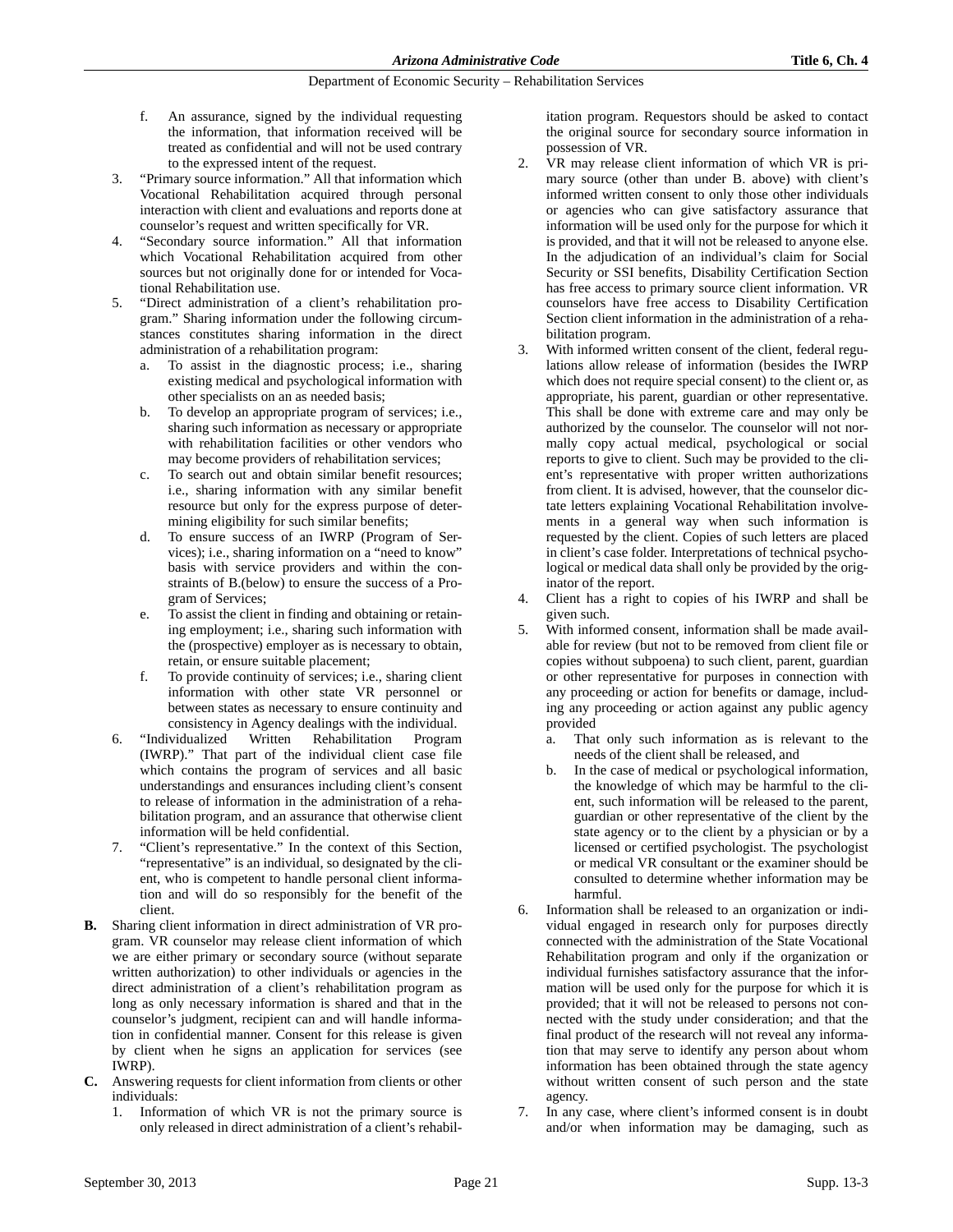f. An assurance, signed by the individual requesting the information, that information received will be treated as confidential and will not be used contrary to the expressed intent of the request.

3. "Primary source information." All that information which Vocational Rehabilitation acquired through personal interaction with client and evaluations and reports done at counselor's request and written specifically for VR.
4. "Secondary source information." All that information which Vocational Rehabilitation acquired from other sources but not originally done for or intended for Vocational Rehabilitation use.
5. "Direct administration of a client's rehabilitation program." Sharing information under the following circumstances constitutes sharing information in the direct administration of a rehabilitation program:
   a. To assist in the diagnostic process; i.e., sharing existing medical and psychological information with other specialists on an as needed basis;
   b. To develop an appropriate program of services; i.e., sharing such information as necessary or appropriate with rehabilitation facilities or other vendors who may become providers of rehabilitation services;
   c. To search out and obtain similar benefit resources; i.e., sharing information with any similar benefit resource but only for the express purpose of determining eligibility for such similar benefits;
   d. To ensure success of an IWRP (Program of Services); i.e., sharing information on a "need to know" basis with service providers and within the constraints of B.(below) to ensure the success of a Program of Services;
   e. To assist the client in finding and obtaining or retaining employment; i.e., sharing such information with the (prospective) employer as is necessary to obtain, retain, or ensure suitable placement;
   f. To provide continuity of services; i.e., sharing client information with other state VR personnel or between states as necessary to ensure continuity and consistency in Agency dealings with the individual.
6. "Individualized Written Rehabilitation Program (IWRP)." That part of the individual client case file which contains the program of services and all basic understandings and ensurances including client's consent to release of information in the administration of a rehabilitation program, and an assurance that otherwise client information will be held confidential.
7. "Client's representative." In the context of this Section, "representative" is an individual, so designated by the client, who is competent to handle personal client information and will do so responsibly for the benefit of the client.

**B.** Sharing client information in direct administration of VR program. VR counselor may release client information of which we are either primary or secondary source (without separate written authorization) to other individuals or agencies in the direct administration of a client's rehabilitation program as long as only necessary information is shared and that in the counselor's judgment, recipient can and will handle information in confidential manner. Consent for this release is given by client when he signs an application for services (see IWRP).

**C.** Answering requests for client information from clients or other individuals:

1. Information of which VR is not the primary source is only released in direct administration of a client's rehabilitation program. Requestors should be asked to contact the original source for secondary source information in possession of VR.
2. VR may release client information of which VR is primary source (other than under B. above) with client's informed written consent to only those other individuals or agencies who can give satisfactory assurance that information will be used only for the purpose for which it is provided, and that it will not be released to anyone else. In the adjudication of an individual's claim for Social Security or SSI benefits, Disability Certification Section has free access to primary source client information. VR counselors have free access to Disability Certification Section client information in the administration of a rehabilitation program.
3. With informed written consent of the client, federal regulations allow release of information (besides the IWRP which does not require special consent) to the client or, as appropriate, his parent, guardian or other representative. This shall be done with extreme care and may only be authorized by the counselor. The counselor will not normally copy actual medical, psychological or social reports to give to client. Such may be provided to the client's representative with proper written authorizations from client. It is advised, however, that the counselor dictate letters explaining Vocational Rehabilitation involvements in a general way when such information is requested by the client. Copies of such letters are placed in client's case folder. Interpretations of technical psychological or medical data shall only be provided by the originator of the report.
4. Client has a right to copies of his IWRP and shall be given such.
5. With informed consent, information shall be made available for review (but not to be removed from client file or copies without subpoena) to such client, parent, guardian or other representative for purposes in connection with any proceeding or action for benefits or damage, including any proceeding or action against any public agency provided
   a. That only such information as is relevant to the needs of the client shall be released, and
   b. In the case of medical or psychological information, the knowledge of which may be harmful to the client, such information will be released to the parent, guardian or other representative of the client by the state agency or to the client by a physician or by a licensed or certified psychologist. The psychologist or medical VR consultant or the examiner should be consulted to determine whether information may be harmful.
6. Information shall be released to an organization or individual engaged in research only for purposes directly connected with the administration of the State Vocational Rehabilitation program and only if the organization or individual furnishes satisfactory assurance that the information will be used only for the purpose for which it is provided; that it will not be released to persons not connected with the study under consideration; and that the final product of the research will not reveal any information that may serve to identify any person about whom information has been obtained through the state agency without written consent of such person and the state agency.
7. In any case, where client's informed consent is in doubt and/or when information may be damaging, such as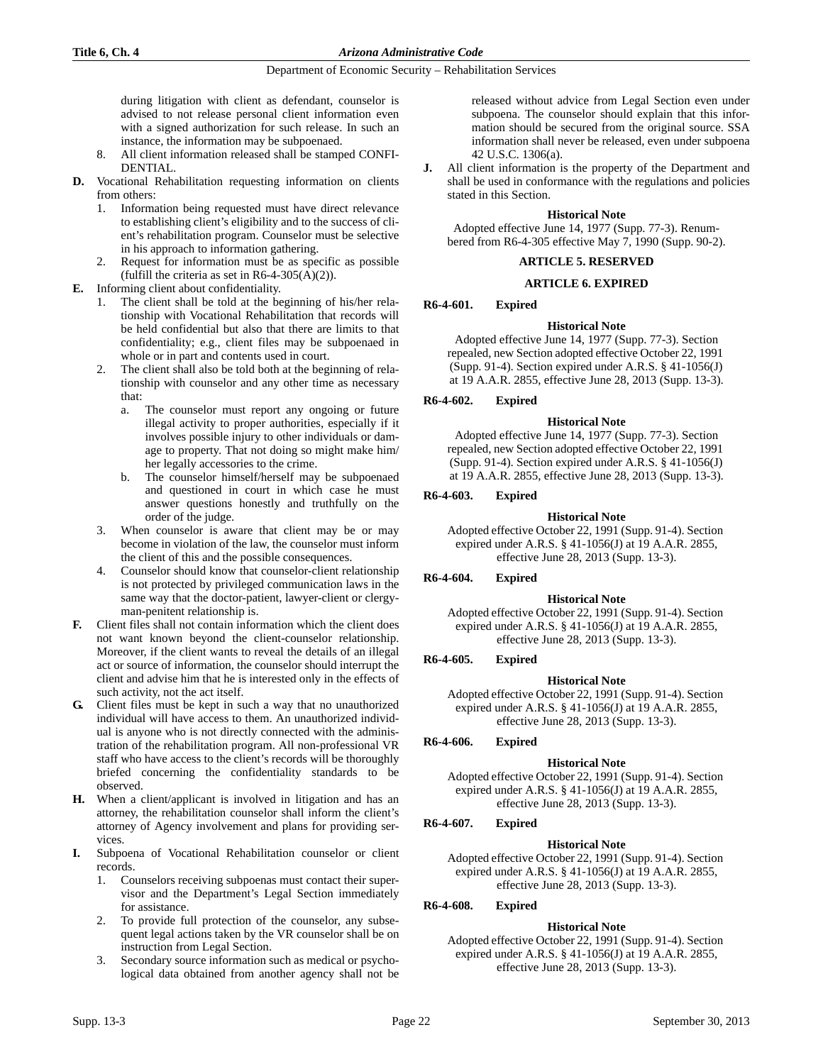during litigation with client as defendant, counselor is advised to not release personal client information even with a signed authorization for such release. In such an instance, the information may be subpoenaed.

8. All client information released shall be stamped CONFIDENTIAL.

**D.** Vocational Rehabilitation requesting information on clients from others:

1. Information being requested must have direct relevance to establishing client's eligibility and to the success of client's rehabilitation program. Counselor must be selective in his approach to information gathering.
2. Request for information must be as specific as possible (fulfill the criteria as set in R6-4-305(A)(2)).

**E.** Informing client about confidentiality.

1. The client shall be told at the beginning of his/her relationship with Vocational Rehabilitation that records will be held confidential but also that there are limits to that confidentiality; e.g., client files may be subpoenaed in whole or in part and contents used in court.
2. The client shall also be told both at the beginning of relationship with counselor and any other time as necessary that:
   a. The counselor must report any ongoing or future illegal activity to proper authorities, especially if it involves possible injury to other individuals or damage to property. That not doing so might make him/her legally accessories to the crime.
   b. The counselor himself/herself may be subpoenaed and questioned in court in which case he must answer questions honestly and truthfully on the order of the judge.
3. When counselor is aware that client may be or may become in violation of the law, the counselor must inform the client of this and the possible consequences.
4. Counselor should know that counselor-client relationship is not protected by privileged communication laws in the same way that the doctor-patient, lawyer-client or clergyman-penitent relationship is.

**F.** Client files shall not contain information which the client does not want known beyond the client-counselor relationship. Moreover, if the client wants to reveal the details of an illegal act or source of information, the counselor should interrupt the client and advise him that he is interested only in the effects of such activity, not the act itself.

**G.** Client files must be kept in such a way that no unauthorized individual will have access to them. An unauthorized individual is anyone who is not directly connected with the administration of the rehabilitation program. All non-professional VR staff who have access to the client's records will be thoroughly briefed concerning the confidentiality standards to be observed.

**H.** When a client/applicant is involved in litigation and has an attorney, the rehabilitation counselor shall inform the client's attorney of Agency involvement and plans for providing services.

**I.** Subpoena of Vocational Rehabilitation counselor or client records.

1. Counselors receiving subpoenas must contact their supervisor and the Department's Legal Section immediately for assistance.
2. To provide full protection of the counselor, any subsequent legal actions taken by the VR counselor shall be on instruction from Legal Section.
3. Secondary source information such as medical or psychological data obtained from another agency shall not be released without advice from Legal Section even under subpoena. The counselor should explain that this information should be secured from the original source. SSA information shall never be released, even under subpoena 42 U.S.C. 1306(a).

**J.** All client information is the property of the Department and shall be used in conformance with the regulations and policies stated in this Section.

**Historical Note**

Adopted effective June 14, 1977 (Supp. 77-3). Renumbered from R6-4-305 effective May 7, 1990 (Supp. 90-2).

## ARTICLE 5. RESERVED

## ARTICLE 6. EXPIRED

### R6-4-601. Expired

**Historical Note**

Adopted effective June 14, 1977 (Supp. 77-3). Section repealed, new Section adopted effective October 22, 1991 (Supp. 91-4). Section expired under A.R.S. § 41-1056(J) at 19 A.A.R. 2855, effective June 28, 2013 (Supp. 13-3).

### R6-4-602. Expired

**Historical Note**

Adopted effective June 14, 1977 (Supp. 77-3). Section repealed, new Section adopted effective October 22, 1991 (Supp. 91-4). Section expired under A.R.S. § 41-1056(J) at 19 A.A.R. 2855, effective June 28, 2013 (Supp. 13-3).

### R6-4-603. Expired

**Historical Note**

Adopted effective October 22, 1991 (Supp. 91-4). Section expired under A.R.S. § 41-1056(J) at 19 A.A.R. 2855, effective June 28, 2013 (Supp. 13-3).

### R6-4-604. Expired

**Historical Note**

Adopted effective October 22, 1991 (Supp. 91-4). Section expired under A.R.S. § 41-1056(J) at 19 A.A.R. 2855, effective June 28, 2013 (Supp. 13-3).

### R6-4-605. Expired

**Historical Note**

Adopted effective October 22, 1991 (Supp. 91-4). Section expired under A.R.S. § 41-1056(J) at 19 A.A.R. 2855, effective June 28, 2013 (Supp. 13-3).

### R6-4-606. Expired

**Historical Note**

Adopted effective October 22, 1991 (Supp. 91-4). Section expired under A.R.S. § 41-1056(J) at 19 A.A.R. 2855, effective June 28, 2013 (Supp. 13-3).

### R6-4-607. Expired

**Historical Note**

Adopted effective October 22, 1991 (Supp. 91-4). Section expired under A.R.S. § 41-1056(J) at 19 A.A.R. 2855, effective June 28, 2013 (Supp. 13-3).

### R6-4-608. Expired

**Historical Note**

Adopted effective October 22, 1991 (Supp. 91-4). Section expired under A.R.S. § 41-1056(J) at 19 A.A.R. 2855, effective June 28, 2013 (Supp. 13-3).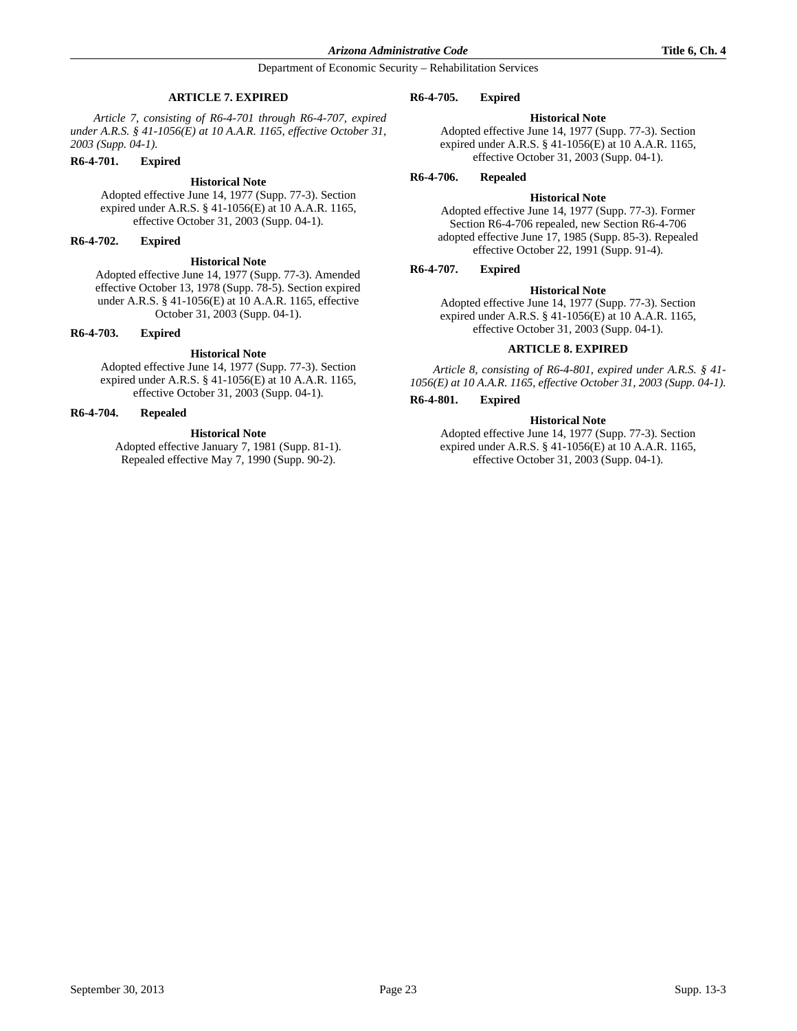## ARTICLE 7. EXPIRED

*Article 7, consisting of R6-4-701 through R6-4-707, expired under A.R.S. § 41-1056(E) at 10 A.A.R. 1165, effective October 31, 2003 (Supp. 04-1).*

### R6-4-701. Expired

**Historical Note**

Adopted effective June 14, 1977 (Supp. 77-3). Section expired under A.R.S. § 41-1056(E) at 10 A.A.R. 1165, effective October 31, 2003 (Supp. 04-1).

### R6-4-702. Expired

**Historical Note**

Adopted effective June 14, 1977 (Supp. 77-3). Amended effective October 13, 1978 (Supp. 78-5). Section expired under A.R.S. § 41-1056(E) at 10 A.A.R. 1165, effective October 31, 2003 (Supp. 04-1).

### R6-4-703. Expired

**Historical Note**

Adopted effective June 14, 1977 (Supp. 77-3). Section expired under A.R.S. § 41-1056(E) at 10 A.A.R. 1165, effective October 31, 2003 (Supp. 04-1).

### R6-4-704. Repealed

**Historical Note**

Adopted effective January 7, 1981 (Supp. 81-1). Repealed effective May 7, 1990 (Supp. 90-2).

### R6-4-705. Expired

**Historical Note**

Adopted effective June 14, 1977 (Supp. 77-3). Section expired under A.R.S. § 41-1056(E) at 10 A.A.R. 1165, effective October 31, 2003 (Supp. 04-1).

### R6-4-706. Repealed

**Historical Note**

Adopted effective June 14, 1977 (Supp. 77-3). Former Section R6-4-706 repealed, new Section R6-4-706 adopted effective June 17, 1985 (Supp. 85-3). Repealed effective October 22, 1991 (Supp. 91-4).

### R6-4-707. Expired

**Historical Note**

Adopted effective June 14, 1977 (Supp. 77-3). Section expired under A.R.S. § 41-1056(E) at 10 A.A.R. 1165, effective October 31, 2003 (Supp. 04-1).

## ARTICLE 8. EXPIRED

*Article 8, consisting of R6-4-801, expired under A.R.S. § 41-1056(E) at 10 A.A.R. 1165, effective October 31, 2003 (Supp. 04-1).*

### R6-4-801. Expired

**Historical Note**

Adopted effective June 14, 1977 (Supp. 77-3). Section expired under A.R.S. § 41-1056(E) at 10 A.A.R. 1165, effective October 31, 2003 (Supp. 04-1).